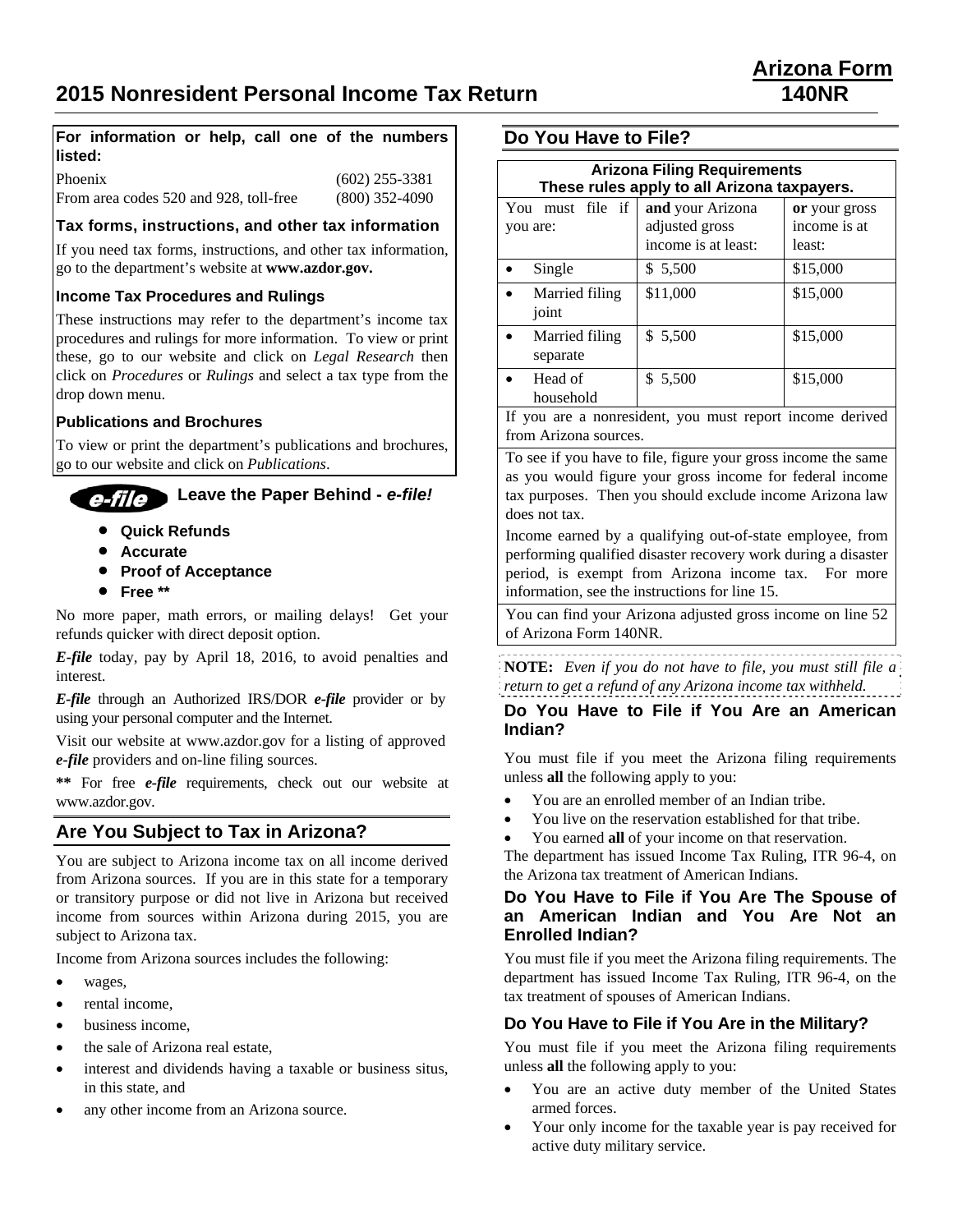# 2015 Nonresident Personal Income Tax Return

**Arizona Form 140NR**

**For information or help, call one of the numbers listed:**

| | |
|---|---|
| Phoenix | (602) 255-3381 |
| From area codes 520 and 928, toll-free | (800) 352-4090 |

### Tax forms, instructions, and other tax information

If you need tax forms, instructions, and other tax information, go to the department's website at **www.azdor.gov.**

### Income Tax Procedures and Rulings

These instructions may refer to the department's income tax procedures and rulings for more information. To view or print these, go to our website and click on *Legal Research* then click on *Procedures* or *Rulings* and select a tax type from the drop down menu.

### Publications and Brochures

To view or print the department's publications and brochures, go to our website and click on *Publications*.

### *e-file* Leave the Paper Behind - *e-file!*

- **Quick Refunds**
- **Accurate**
- **Proof of Acceptance**
- **Free \*\***

No more paper, math errors, or mailing delays! Get your refunds quicker with direct deposit option.

***E-file*** today, pay by April 18, 2016, to avoid penalties and interest.

***E-file*** through an Authorized IRS/DOR ***e-file*** provider or by using your personal computer and the Internet.

Visit our website at www.azdor.gov for a listing of approved ***e-file*** providers and on-line filing sources.

**\*\*** For free ***e-file*** requirements, check out our website at www.azdor.gov.

## Are You Subject to Tax in Arizona?

You are subject to Arizona income tax on all income derived from Arizona sources. If you are in this state for a temporary or transitory purpose or did not live in Arizona but received income from sources within Arizona during 2015, you are subject to Arizona tax.

Income from Arizona sources includes the following:

- wages,
- rental income,
- business income,
- the sale of Arizona real estate,
- interest and dividends having a taxable or business situs, in this state, and
- any other income from an Arizona source.

## Do You Have to File?

**Arizona Filing Requirements**
**These rules apply to all Arizona taxpayers.**

| You must file if you are: | **and** your Arizona adjusted gross income is at least: | **or** your gross income is at least: |
|---|---|---|
| • Single | $ 5,500 | $15,000 |
| • Married filing joint | $11,000 | $15,000 |
| • Married filing separate | $ 5,500 | $15,000 |
| • Head of household | $ 5,500 | $15,000 |

If you are a nonresident, you must report income derived from Arizona sources.

To see if you have to file, figure your gross income the same as you would figure your gross income for federal income tax purposes. Then you should exclude income Arizona law does not tax.

Income earned by a qualifying out-of-state employee, from performing qualified disaster recovery work during a disaster period, is exempt from Arizona income tax. For more information, see the instructions for line 15.

You can find your Arizona adjusted gross income on line 52 of Arizona Form 140NR.

**NOTE:** *Even if you do not have to file, you must still file a return to get a refund of any Arizona income tax withheld.*

### Do You Have to File if You Are an American Indian?

You must file if you meet the Arizona filing requirements unless **all** the following apply to you:

- You are an enrolled member of an Indian tribe.
- You live on the reservation established for that tribe.
- You earned **all** of your income on that reservation.

The department has issued Income Tax Ruling, ITR 96-4, on the Arizona tax treatment of American Indians.

### Do You Have to File if You Are The Spouse of an American Indian and You Are Not an Enrolled Indian?

You must file if you meet the Arizona filing requirements. The department has issued Income Tax Ruling, ITR 96-4, on the tax treatment of spouses of American Indians.

### Do You Have to File if You Are in the Military?

You must file if you meet the Arizona filing requirements unless **all** the following apply to you:

- You are an active duty member of the United States armed forces.
- Your only income for the taxable year is pay received for active duty military service.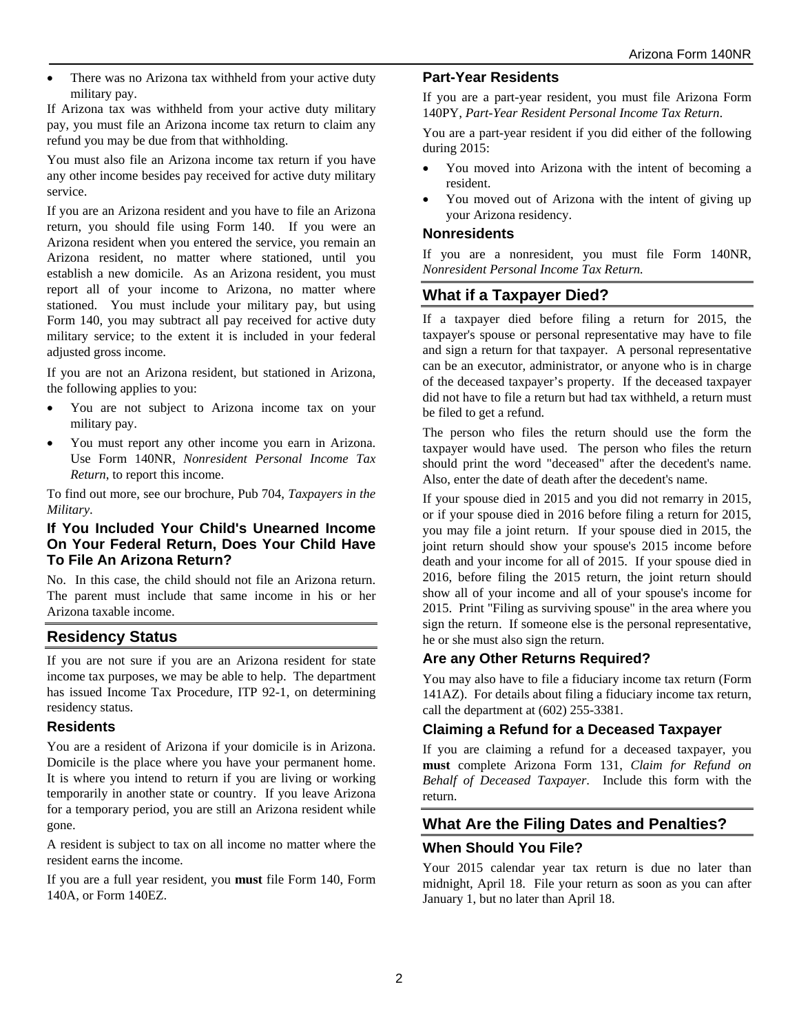- There was no Arizona tax withheld from your active duty military pay.

If Arizona tax was withheld from your active duty military pay, you must file an Arizona income tax return to claim any refund you may be due from that withholding.

You must also file an Arizona income tax return if you have any other income besides pay received for active duty military service.

If you are an Arizona resident and you have to file an Arizona return, you should file using Form 140. If you were an Arizona resident when you entered the service, you remain an Arizona resident, no matter where stationed, until you establish a new domicile. As an Arizona resident, you must report all of your income to Arizona, no matter where stationed. You must include your military pay, but using Form 140, you may subtract all pay received for active duty military service; to the extent it is included in your federal adjusted gross income.

If you are not an Arizona resident, but stationed in Arizona, the following applies to you:

- You are not subject to Arizona income tax on your military pay.
- You must report any other income you earn in Arizona. Use Form 140NR, *Nonresident Personal Income Tax Return*, to report this income.

To find out more, see our brochure, Pub 704, *Taxpayers in the Military*.

### If You Included Your Child's Unearned Income On Your Federal Return, Does Your Child Have To File An Arizona Return?

No. In this case, the child should not file an Arizona return. The parent must include that same income in his or her Arizona taxable income.

## Residency Status

If you are not sure if you are an Arizona resident for state income tax purposes, we may be able to help. The department has issued Income Tax Procedure, ITP 92-1, on determining residency status.

### Residents

You are a resident of Arizona if your domicile is in Arizona. Domicile is the place where you have your permanent home. It is where you intend to return if you are living or working temporarily in another state or country. If you leave Arizona for a temporary period, you are still an Arizona resident while gone.

A resident is subject to tax on all income no matter where the resident earns the income.

If you are a full year resident, you **must** file Form 140, Form 140A, or Form 140EZ.

### Part-Year Residents

If you are a part-year resident, you must file Arizona Form 140PY, *Part-Year Resident Personal Income Tax Return*.

You are a part-year resident if you did either of the following during 2015:

- You moved into Arizona with the intent of becoming a resident.
- You moved out of Arizona with the intent of giving up your Arizona residency.

### Nonresidents

If you are a nonresident, you must file Form 140NR, *Nonresident Personal Income Tax Return.*

## What if a Taxpayer Died?

If a taxpayer died before filing a return for 2015, the taxpayer's spouse or personal representative may have to file and sign a return for that taxpayer. A personal representative can be an executor, administrator, or anyone who is in charge of the deceased taxpayer's property. If the deceased taxpayer did not have to file a return but had tax withheld, a return must be filed to get a refund.

The person who files the return should use the form the taxpayer would have used. The person who files the return should print the word "deceased" after the decedent's name. Also, enter the date of death after the decedent's name.

If your spouse died in 2015 and you did not remarry in 2015, or if your spouse died in 2016 before filing a return for 2015, you may file a joint return. If your spouse died in 2015, the joint return should show your spouse's 2015 income before death and your income for all of 2015. If your spouse died in 2016, before filing the 2015 return, the joint return should show all of your income and all of your spouse's income for 2015. Print "Filing as surviving spouse" in the area where you sign the return. If someone else is the personal representative, he or she must also sign the return.

### Are any Other Returns Required?

You may also have to file a fiduciary income tax return (Form 141AZ). For details about filing a fiduciary income tax return, call the department at (602) 255-3381.

### Claiming a Refund for a Deceased Taxpayer

If you are claiming a refund for a deceased taxpayer, you **must** complete Arizona Form 131, *Claim for Refund on Behalf of Deceased Taxpayer*. Include this form with the return.

## What Are the Filing Dates and Penalties?

### When Should You File?

Your 2015 calendar year tax return is due no later than midnight, April 18. File your return as soon as you can after January 1, but no later than April 18.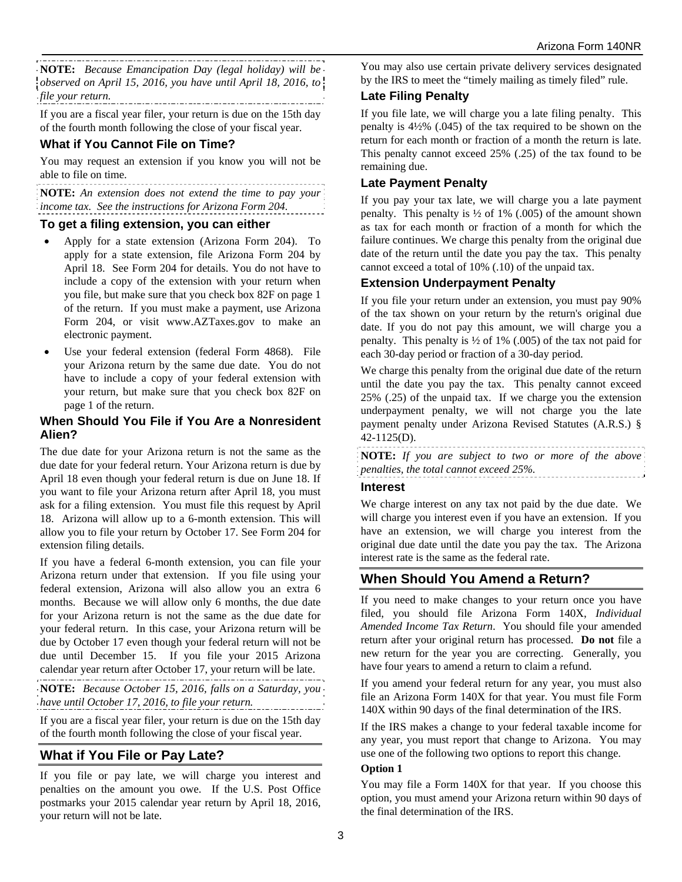**NOTE:** *Because Emancipation Day (legal holiday) will be observed on April 15, 2016, you have until April 18, 2016, to file your return.*

If you are a fiscal year filer, your return is due on the 15th day of the fourth month following the close of your fiscal year.

### What if You Cannot File on Time?

You may request an extension if you know you will not be able to file on time.

**NOTE:** *An extension does not extend the time to pay your income tax. See the instructions for Arizona Form 204.*

#### To get a filing extension, you can either

- Apply for a state extension (Arizona Form 204). To apply for a state extension, file Arizona Form 204 by April 18. See Form 204 for details. You do not have to include a copy of the extension with your return when you file, but make sure that you check box 82F on page 1 of the return. If you must make a payment, use Arizona Form 204, or visit www.AZTaxes.gov to make an electronic payment.
- Use your federal extension (federal Form 4868). File your Arizona return by the same due date. You do not have to include a copy of your federal extension with your return, but make sure that you check box 82F on page 1 of the return.

#### When Should You File if You Are a Nonresident Alien?

The due date for your Arizona return is not the same as the due date for your federal return. Your Arizona return is due by April 18 even though your federal return is due on June 18. If you want to file your Arizona return after April 18, you must ask for a filing extension. You must file this request by April 18. Arizona will allow up to a 6-month extension. This will allow you to file your return by October 17. See Form 204 for extension filing details.

If you have a federal 6-month extension, you can file your Arizona return under that extension. If you file using your federal extension, Arizona will also allow you an extra 6 months. Because we will allow only 6 months, the due date for your Arizona return is not the same as the due date for your federal return. In this case, your Arizona return will be due by October 17 even though your federal return will not be due until December 15. If you file your 2015 Arizona calendar year return after October 17, your return will be late.

**NOTE:** *Because October 15, 2016, falls on a Saturday, you have until October 17, 2016, to file your return.*

If you are a fiscal year filer, your return is due on the 15th day of the fourth month following the close of your fiscal year.

## What if You File or Pay Late?

If you file or pay late, we will charge you interest and penalties on the amount you owe. If the U.S. Post Office postmarks your 2015 calendar year return by April 18, 2016, your return will not be late.

You may also use certain private delivery services designated by the IRS to meet the "timely mailing as timely filed" rule.

### Late Filing Penalty

If you file late, we will charge you a late filing penalty. This penalty is 4½% (.045) of the tax required to be shown on the return for each month or fraction of a month the return is late. This penalty cannot exceed 25% (.25) of the tax found to be remaining due.

### Late Payment Penalty

If you pay your tax late, we will charge you a late payment penalty. This penalty is ½ of 1% (.005) of the amount shown as tax for each month or fraction of a month for which the failure continues. We charge this penalty from the original due date of the return until the date you pay the tax. This penalty cannot exceed a total of 10% (.10) of the unpaid tax.

### Extension Underpayment Penalty

If you file your return under an extension, you must pay 90% of the tax shown on your return by the return's original due date. If you do not pay this amount, we will charge you a penalty. This penalty is ½ of 1% (.005) of the tax not paid for each 30-day period or fraction of a 30-day period.

We charge this penalty from the original due date of the return until the date you pay the tax. This penalty cannot exceed 25% (.25) of the unpaid tax. If we charge you the extension underpayment penalty, we will not charge you the late payment penalty under Arizona Revised Statutes (A.R.S.) § 42-1125(D).

**NOTE:** *If you are subject to two or more of the above penalties, the total cannot exceed 25%.*

#### Interest

We charge interest on any tax not paid by the due date. We will charge you interest even if you have an extension. If you have an extension, we will charge you interest from the original due date until the date you pay the tax. The Arizona interest rate is the same as the federal rate.

## When Should You Amend a Return?

If you need to make changes to your return once you have filed, you should file Arizona Form 140X, *Individual Amended Income Tax Return*. You should file your amended return after your original return has processed. **Do not** file a new return for the year you are correcting. Generally, you have four years to amend a return to claim a refund.

If you amend your federal return for any year, you must also file an Arizona Form 140X for that year. You must file Form 140X within 90 days of the final determination of the IRS.

If the IRS makes a change to your federal taxable income for any year, you must report that change to Arizona. You may use one of the following two options to report this change.

**Option 1**

You may file a Form 140X for that year. If you choose this option, you must amend your Arizona return within 90 days of the final determination of the IRS.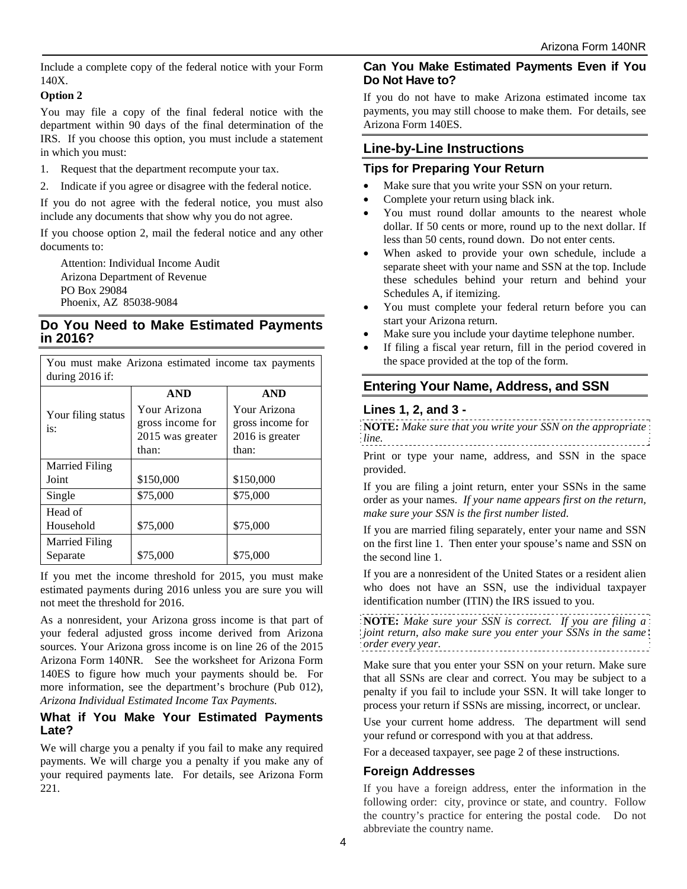Include a complete copy of the federal notice with your Form 140X.

**Option 2**

You may file a copy of the final federal notice with the department within 90 days of the final determination of the IRS. If you choose this option, you must include a statement in which you must:

1. Request that the department recompute your tax.
2. Indicate if you agree or disagree with the federal notice.

If you do not agree with the federal notice, you must also include any documents that show why you do not agree.

If you choose option 2, mail the federal notice and any other documents to:

Attention: Individual Income Audit
Arizona Department of Revenue
PO Box 29084
Phoenix, AZ 85038-9084

## Do You Need to Make Estimated Payments in 2016?

| You must make Arizona estimated income tax payments during 2016 if: | | |
|---|---|---|
| | **AND** | **AND** |
| Your filing status is: | Your Arizona gross income for 2015 was greater than: | Your Arizona gross income for 2016 is greater than: |
| Married Filing Joint | $150,000 | $150,000 |
| Single | $75,000 | $75,000 |
| Head of Household | $75,000 | $75,000 |
| Married Filing Separate | $75,000 | $75,000 |

If you met the income threshold for 2015, you must make estimated payments during 2016 unless you are sure you will not meet the threshold for 2016.

As a nonresident, your Arizona gross income is that part of your federal adjusted gross income derived from Arizona sources. Your Arizona gross income is on line 26 of the 2015 Arizona Form 140NR. See the worksheet for Arizona Form 140ES to figure how much your payments should be. For more information, see the department's brochure (Pub 012), *Arizona Individual Estimated Income Tax Payments.*

### What if You Make Your Estimated Payments Late?

We will charge you a penalty if you fail to make any required payments. We will charge you a penalty if you make any of your required payments late. For details, see Arizona Form 221.

### Can You Make Estimated Payments Even if You Do Not Have to?

If you do not have to make Arizona estimated income tax payments, you may still choose to make them. For details, see Arizona Form 140ES.

## Line-by-Line Instructions

### Tips for Preparing Your Return

- Make sure that you write your SSN on your return.
- Complete your return using black ink.
- You must round dollar amounts to the nearest whole dollar. If 50 cents or more, round up to the next dollar. If less than 50 cents, round down. Do not enter cents.
- When asked to provide your own schedule, include a separate sheet with your name and SSN at the top. Include these schedules behind your return and behind your Schedules A, if itemizing.
- You must complete your federal return before you can start your Arizona return.
- Make sure you include your daytime telephone number.
- If filing a fiscal year return, fill in the period covered in the space provided at the top of the form.

## Entering Your Name, Address, and SSN

### Lines 1, 2, and 3 -

**NOTE:** *Make sure that you write your SSN on the appropriate line.*

Print or type your name, address, and SSN in the space provided.

If you are filing a joint return, enter your SSNs in the same order as your names. *If your name appears first on the return, make sure your SSN is the first number listed.*

If you are married filing separately, enter your name and SSN on the first line 1. Then enter your spouse's name and SSN on the second line 1.

If you are a nonresident of the United States or a resident alien who does not have an SSN, use the individual taxpayer identification number (ITIN) the IRS issued to you.

**NOTE:** *Make sure your SSN is correct. If you are filing a joint return, also make sure you enter your SSNs in the same order every year.*

Make sure that you enter your SSN on your return. Make sure that all SSNs are clear and correct. You may be subject to a penalty if you fail to include your SSN. It will take longer to process your return if SSNs are missing, incorrect, or unclear.

Use your current home address. The department will send your refund or correspond with you at that address.

For a deceased taxpayer, see page 2 of these instructions.

### Foreign Addresses

If you have a foreign address, enter the information in the following order: city, province or state, and country. Follow the country's practice for entering the postal code. Do not abbreviate the country name.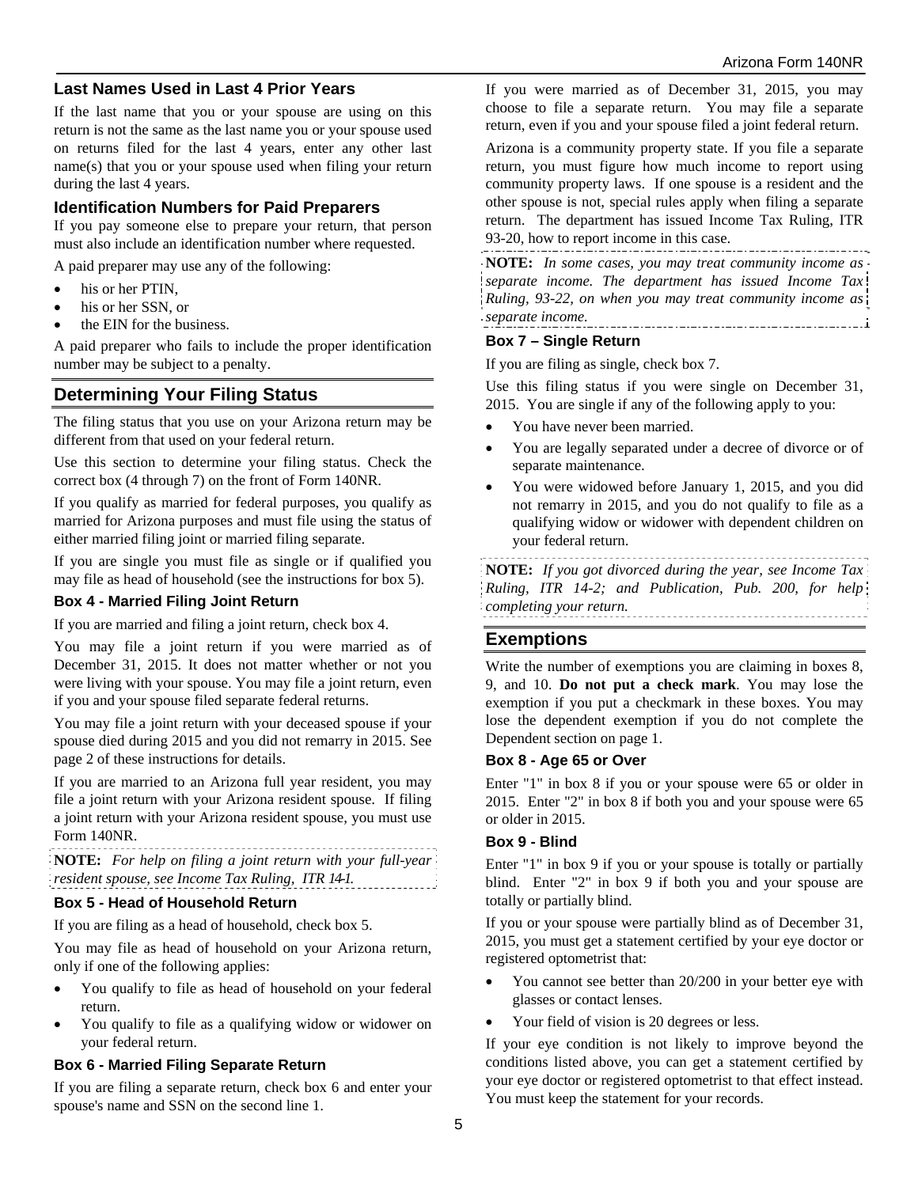### Last Names Used in Last 4 Prior Years

If the last name that you or your spouse are using on this return is not the same as the last name you or your spouse used on returns filed for the last 4 years, enter any other last name(s) that you or your spouse used when filing your return during the last 4 years.

### Identification Numbers for Paid Preparers

If you pay someone else to prepare your return, that person must also include an identification number where requested.

A paid preparer may use any of the following:

- his or her PTIN,
- his or her SSN, or
- the EIN for the business.

A paid preparer who fails to include the proper identification number may be subject to a penalty.

## Determining Your Filing Status

The filing status that you use on your Arizona return may be different from that used on your federal return.

Use this section to determine your filing status. Check the correct box (4 through 7) on the front of Form 140NR.

If you qualify as married for federal purposes, you qualify as married for Arizona purposes and must file using the status of either married filing joint or married filing separate.

If you are single you must file as single or if qualified you may file as head of household (see the instructions for box 5).

### Box 4 - Married Filing Joint Return

If you are married and filing a joint return, check box 4.

You may file a joint return if you were married as of December 31, 2015. It does not matter whether or not you were living with your spouse. You may file a joint return, even if you and your spouse filed separate federal returns.

You may file a joint return with your deceased spouse if your spouse died during 2015 and you did not remarry in 2015. See page 2 of these instructions for details.

If you are married to an Arizona full year resident, you may file a joint return with your Arizona resident spouse. If filing a joint return with your Arizona resident spouse, you must use Form 140NR.

**NOTE:** *For help on filing a joint return with your full-year resident spouse, see Income Tax Ruling, ITR 14-1.*

### Box 5 - Head of Household Return

If you are filing as a head of household, check box 5.

You may file as head of household on your Arizona return, only if one of the following applies:

- You qualify to file as head of household on your federal return.
- You qualify to file as a qualifying widow or widower on your federal return.

### Box 6 - Married Filing Separate Return

If you are filing a separate return, check box 6 and enter your spouse's name and SSN on the second line 1.

If you were married as of December 31, 2015, you may choose to file a separate return. You may file a separate return, even if you and your spouse filed a joint federal return.

Arizona is a community property state. If you file a separate return, you must figure how much income to report using community property laws. If one spouse is a resident and the other spouse is not, special rules apply when filing a separate return. The department has issued Income Tax Ruling, ITR 93-20, how to report income in this case.

**NOTE:** *In some cases, you may treat community income as separate income. The department has issued Income Tax Ruling, 93-22, on when you may treat community income as separate income.*

### Box 7 – Single Return

If you are filing as single, check box 7.

Use this filing status if you were single on December 31, 2015. You are single if any of the following apply to you:

- You have never been married.
- You are legally separated under a decree of divorce or of separate maintenance.
- You were widowed before January 1, 2015, and you did not remarry in 2015, and you do not qualify to file as a qualifying widow or widower with dependent children on your federal return.

**NOTE:** *If you got divorced during the year, see Income Tax Ruling, ITR 14-2; and Publication, Pub. 200, for help completing your return.*

## Exemptions

Write the number of exemptions you are claiming in boxes 8, 9, and 10. **Do not put a check mark**. You may lose the exemption if you put a checkmark in these boxes. You may lose the dependent exemption if you do not complete the Dependent section on page 1.

### Box 8 - Age 65 or Over

Enter "1" in box 8 if you or your spouse were 65 or older in 2015. Enter "2" in box 8 if both you and your spouse were 65 or older in 2015.

### Box 9 - Blind

Enter "1" in box 9 if you or your spouse is totally or partially blind. Enter "2" in box 9 if both you and your spouse are totally or partially blind.

If you or your spouse were partially blind as of December 31, 2015, you must get a statement certified by your eye doctor or registered optometrist that:

- You cannot see better than 20/200 in your better eye with glasses or contact lenses.
- Your field of vision is 20 degrees or less.

If your eye condition is not likely to improve beyond the conditions listed above, you can get a statement certified by your eye doctor or registered optometrist to that effect instead. You must keep the statement for your records.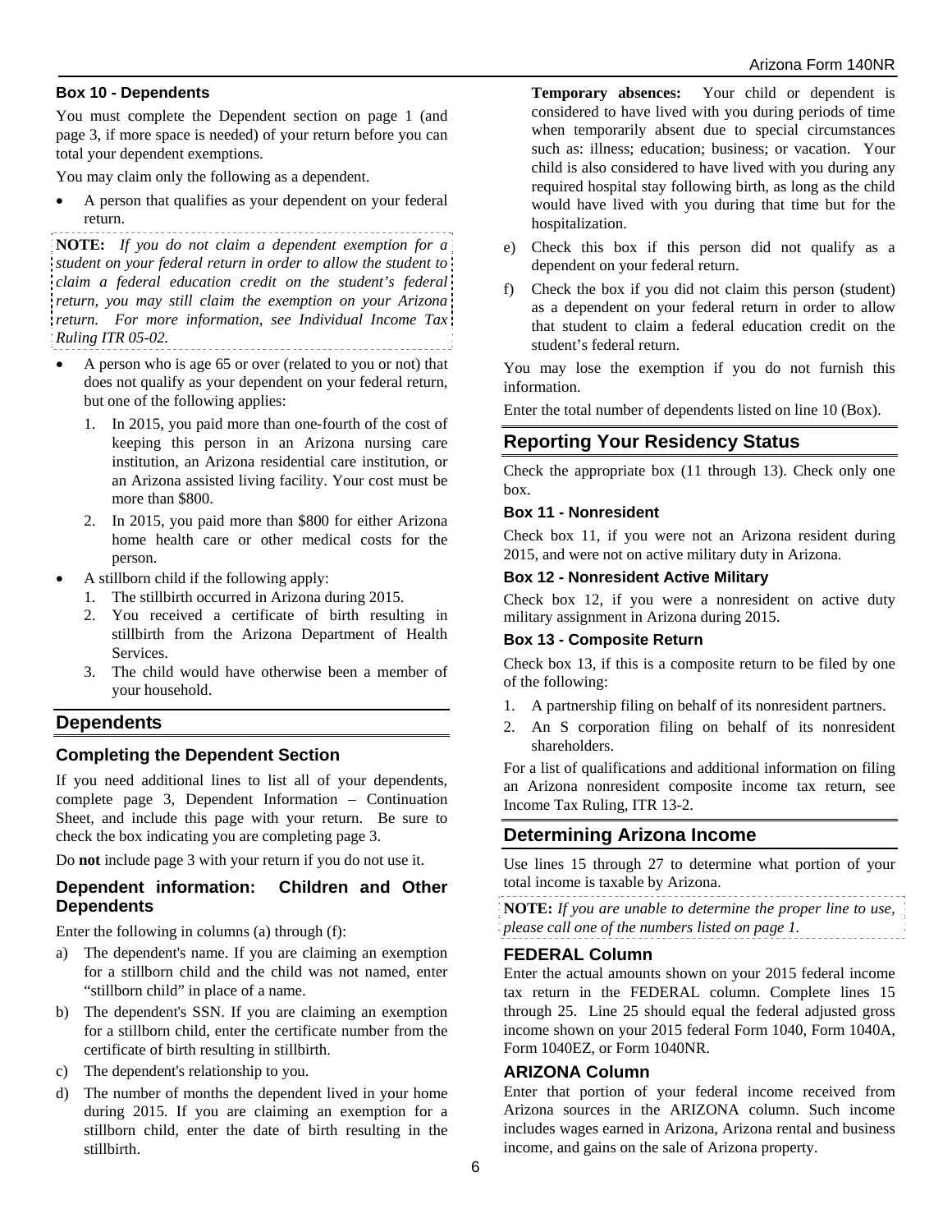### Box 10 - Dependents

You must complete the Dependent section on page 1 (and page 3, if more space is needed) of your return before you can total your dependent exemptions.

You may claim only the following as a dependent.

- A person that qualifies as your dependent on your federal return.

**NOTE:** *If you do not claim a dependent exemption for a student on your federal return in order to allow the student to claim a federal education credit on the student's federal return, you may still claim the exemption on your Arizona return. For more information, see Individual Income Tax Ruling ITR 05-02.*

- A person who is age 65 or over (related to you or not) that does not qualify as your dependent on your federal return, but one of the following applies:
  1. In 2015, you paid more than one-fourth of the cost of keeping this person in an Arizona nursing care institution, an Arizona residential care institution, or an Arizona assisted living facility. Your cost must be more than $800.
  2. In 2015, you paid more than $800 for either Arizona home health care or other medical costs for the person.
- A stillborn child if the following apply:
  1. The stillbirth occurred in Arizona during 2015.
  2. You received a certificate of birth resulting in stillbirth from the Arizona Department of Health Services.
  3. The child would have otherwise been a member of your household.

## Dependents

### Completing the Dependent Section

If you need additional lines to list all of your dependents, complete page 3, Dependent Information – Continuation Sheet, and include this page with your return. Be sure to check the box indicating you are completing page 3.

Do **not** include page 3 with your return if you do not use it.

### Dependent information: Children and Other Dependents

Enter the following in columns (a) through (f):

a) The dependent's name. If you are claiming an exemption for a stillborn child and the child was not named, enter "stillborn child" in place of a name.

b) The dependent's SSN. If you are claiming an exemption for a stillborn child, enter the certificate number from the certificate of birth resulting in stillbirth.

c) The dependent's relationship to you.

d) The number of months the dependent lived in your home during 2015. If you are claiming an exemption for a stillborn child, enter the date of birth resulting in the stillbirth.

   **Temporary absences:** Your child or dependent is considered to have lived with you during periods of time when temporarily absent due to special circumstances such as: illness; education; business; or vacation. Your child is also considered to have lived with you during any required hospital stay following birth, as long as the child would have lived with you during that time but for the hospitalization.

e) Check this box if this person did not qualify as a dependent on your federal return.

f) Check the box if you did not claim this person (student) as a dependent on your federal return in order to allow that student to claim a federal education credit on the student's federal return.

You may lose the exemption if you do not furnish this information.

Enter the total number of dependents listed on line 10 (Box).

## Reporting Your Residency Status

Check the appropriate box (11 through 13). Check only one box.

### Box 11 - Nonresident

Check box 11, if you were not an Arizona resident during 2015, and were not on active military duty in Arizona.

### Box 12 - Nonresident Active Military

Check box 12, if you were a nonresident on active duty military assignment in Arizona during 2015.

### Box 13 - Composite Return

Check box 13, if this is a composite return to be filed by one of the following:

1. A partnership filing on behalf of its nonresident partners.
2. An S corporation filing on behalf of its nonresident shareholders.

For a list of qualifications and additional information on filing an Arizona nonresident composite income tax return, see Income Tax Ruling, ITR 13-2.

## Determining Arizona Income

Use lines 15 through 27 to determine what portion of your total income is taxable by Arizona.

**NOTE:** *If you are unable to determine the proper line to use, please call one of the numbers listed on page 1.*

### FEDERAL Column

Enter the actual amounts shown on your 2015 federal income tax return in the FEDERAL column. Complete lines 15 through 25. Line 25 should equal the federal adjusted gross income shown on your 2015 federal Form 1040, Form 1040A, Form 1040EZ, or Form 1040NR.

### ARIZONA Column

Enter that portion of your federal income received from Arizona sources in the ARIZONA column. Such income includes wages earned in Arizona, Arizona rental and business income, and gains on the sale of Arizona property.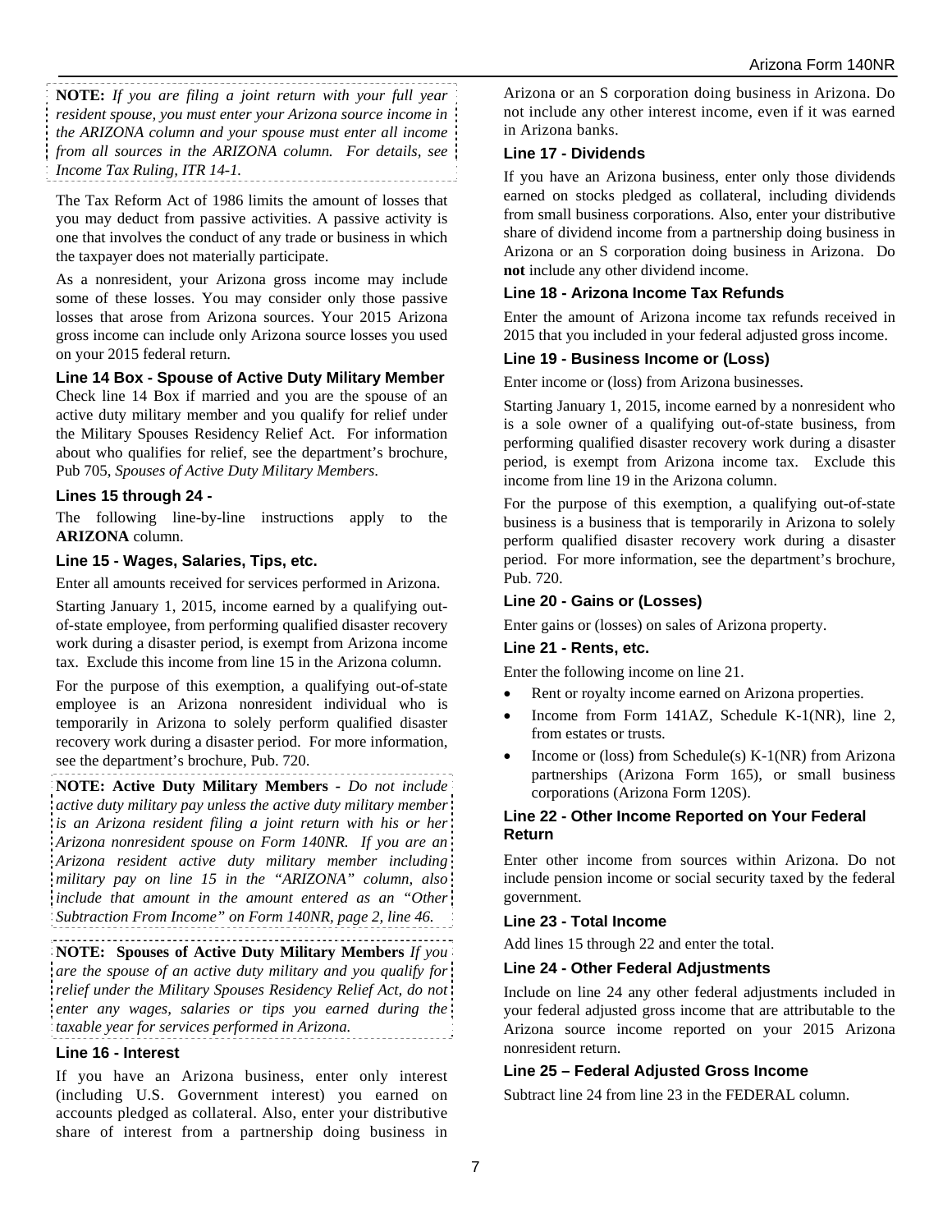**NOTE:** *If you are filing a joint return with your full year resident spouse, you must enter your Arizona source income in the ARIZONA column and your spouse must enter all income from all sources in the ARIZONA column. For details, see Income Tax Ruling, ITR 14-1.*

The Tax Reform Act of 1986 limits the amount of losses that you may deduct from passive activities. A passive activity is one that involves the conduct of any trade or business in which the taxpayer does not materially participate.

As a nonresident, your Arizona gross income may include some of these losses. You may consider only those passive losses that arose from Arizona sources. Your 2015 Arizona gross income can include only Arizona source losses you used on your 2015 federal return.

### Line 14 Box - Spouse of Active Duty Military Member

Check line 14 Box if married and you are the spouse of an active duty military member and you qualify for relief under the Military Spouses Residency Relief Act. For information about who qualifies for relief, see the department's brochure, Pub 705, *Spouses of Active Duty Military Members*.

### Lines 15 through 24 -

The following line-by-line instructions apply to the **ARIZONA** column.

### Line 15 - Wages, Salaries, Tips, etc.

Enter all amounts received for services performed in Arizona.

Starting January 1, 2015, income earned by a qualifying out-of-state employee, from performing qualified disaster recovery work during a disaster period, is exempt from Arizona income tax. Exclude this income from line 15 in the Arizona column.

For the purpose of this exemption, a qualifying out-of-state employee is an Arizona nonresident individual who is temporarily in Arizona to solely perform qualified disaster recovery work during a disaster period. For more information, see the department's brochure, Pub. 720.

**NOTE: Active Duty Military Members -** *Do not include active duty military pay unless the active duty military member is an Arizona resident filing a joint return with his or her Arizona nonresident spouse on Form 140NR. If you are an Arizona resident active duty military member including military pay on line 15 in the "ARIZONA" column, also include that amount in the amount entered as an "Other Subtraction From Income" on Form 140NR, page 2, line 46.*

**NOTE: Spouses of Active Duty Military Members** *If you are the spouse of an active duty military and you qualify for relief under the Military Spouses Residency Relief Act, do not enter any wages, salaries or tips you earned during the taxable year for services performed in Arizona.*

### Line 16 - Interest

If you have an Arizona business, enter only interest (including U.S. Government interest) you earned on accounts pledged as collateral. Also, enter your distributive share of interest from a partnership doing business in Arizona or an S corporation doing business in Arizona. Do not include any other interest income, even if it was earned in Arizona banks.

### Line 17 - Dividends

If you have an Arizona business, enter only those dividends earned on stocks pledged as collateral, including dividends from small business corporations. Also, enter your distributive share of dividend income from a partnership doing business in Arizona or an S corporation doing business in Arizona. Do **not** include any other dividend income.

### Line 18 - Arizona Income Tax Refunds

Enter the amount of Arizona income tax refunds received in 2015 that you included in your federal adjusted gross income.

### Line 19 - Business Income or (Loss)

Enter income or (loss) from Arizona businesses.

Starting January 1, 2015, income earned by a nonresident who is a sole owner of a qualifying out-of-state business, from performing qualified disaster recovery work during a disaster period, is exempt from Arizona income tax. Exclude this income from line 19 in the Arizona column.

For the purpose of this exemption, a qualifying out-of-state business is a business that is temporarily in Arizona to solely perform qualified disaster recovery work during a disaster period. For more information, see the department's brochure, Pub. 720.

### Line 20 - Gains or (Losses)

Enter gains or (losses) on sales of Arizona property.

### Line 21 - Rents, etc.

Enter the following income on line 21.

- Rent or royalty income earned on Arizona properties.
- Income from Form 141AZ, Schedule K-1(NR), line 2, from estates or trusts.
- Income or (loss) from Schedule(s) K-1(NR) from Arizona partnerships (Arizona Form 165), or small business corporations (Arizona Form 120S).

### Line 22 - Other Income Reported on Your Federal Return

Enter other income from sources within Arizona. Do not include pension income or social security taxed by the federal government.

### Line 23 - Total Income

Add lines 15 through 22 and enter the total.

### Line 24 - Other Federal Adjustments

Include on line 24 any other federal adjustments included in your federal adjusted gross income that are attributable to the Arizona source income reported on your 2015 Arizona nonresident return.

### Line 25 – Federal Adjusted Gross Income

Subtract line 24 from line 23 in the FEDERAL column.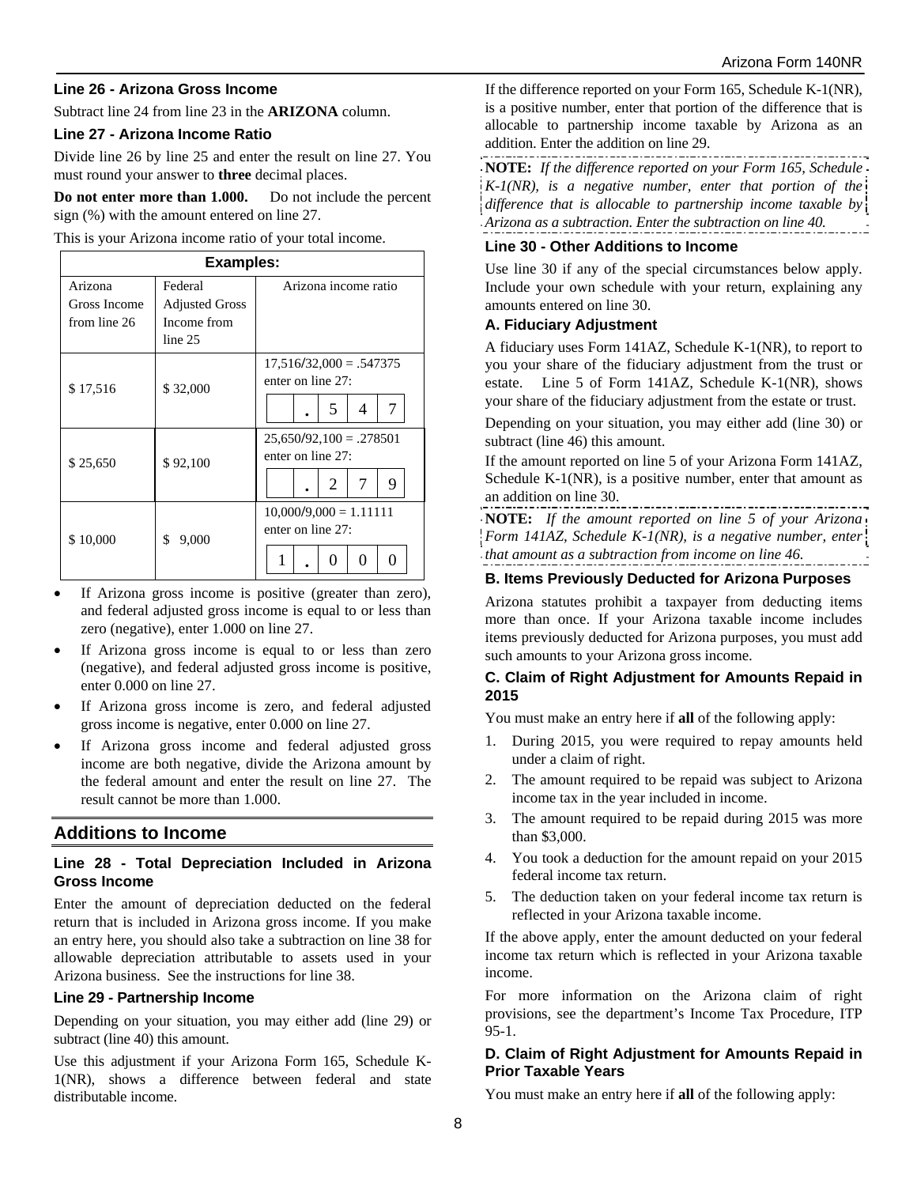### Line 26 - Arizona Gross Income

Subtract line 24 from line 23 in the **ARIZONA** column.

### Line 27 - Arizona Income Ratio

Divide line 26 by line 25 and enter the result on line 27. You must round your answer to **three** decimal places.

**Do not enter more than 1.000.** Do not include the percent sign (%) with the amount entered on line 27.

This is your Arizona income ratio of your total income.

| Examples: | | |
|---|---|---|
| Arizona Gross Income from line 26 | Federal Adjusted Gross Income from line 25 | Arizona income ratio |
| $ 17,516 | $ 32,000 | 17,516/32,000 = .547375 enter on line 27: . 5 4 7 |
| $ 25,650 | $ 92,100 | 25,650/92,100 = .278501 enter on line 27: . 2 7 9 |
| $ 10,000 | $ 9,000 | 10,000/9,000 = 1.11111 enter on line 27: 1 . 0 0 0 |

- If Arizona gross income is positive (greater than zero), and federal adjusted gross income is equal to or less than zero (negative), enter 1.000 on line 27.
- If Arizona gross income is equal to or less than zero (negative), and federal adjusted gross income is positive, enter 0.000 on line 27.
- If Arizona gross income is zero, and federal adjusted gross income is negative, enter 0.000 on line 27.
- If Arizona gross income and federal adjusted gross income are both negative, divide the Arizona amount by the federal amount and enter the result on line 27. The result cannot be more than 1.000.

## Additions to Income

### Line 28 - Total Depreciation Included in Arizona Gross Income

Enter the amount of depreciation deducted on the federal return that is included in Arizona gross income. If you make an entry here, you should also take a subtraction on line 38 for allowable depreciation attributable to assets used in your Arizona business. See the instructions for line 38.

### Line 29 - Partnership Income

Depending on your situation, you may either add (line 29) or subtract (line 40) this amount.

Use this adjustment if your Arizona Form 165, Schedule K-1(NR), shows a difference between federal and state distributable income.

If the difference reported on your Form 165, Schedule K-1(NR), is a positive number, enter that portion of the difference that is allocable to partnership income taxable by Arizona as an addition. Enter the addition on line 29.

**NOTE:** *If the difference reported on your Form 165, Schedule K-1(NR), is a negative number, enter that portion of the difference that is allocable to partnership income taxable by Arizona as a subtraction. Enter the subtraction on line 40.*

### Line 30 - Other Additions to Income

Use line 30 if any of the special circumstances below apply. Include your own schedule with your return, explaining any amounts entered on line 30.

#### A. Fiduciary Adjustment

A fiduciary uses Form 141AZ, Schedule K-1(NR), to report to you your share of the fiduciary adjustment from the trust or estate. Line 5 of Form 141AZ, Schedule K-1(NR), shows your share of the fiduciary adjustment from the estate or trust.

Depending on your situation, you may either add (line 30) or subtract (line 46) this amount.

If the amount reported on line 5 of your Arizona Form 141AZ, Schedule K-1(NR), is a positive number, enter that amount as an addition on line 30.

**NOTE:** *If the amount reported on line 5 of your Arizona Form 141AZ, Schedule K-1(NR), is a negative number, enter that amount as a subtraction from income on line 46.*

#### B. Items Previously Deducted for Arizona Purposes

Arizona statutes prohibit a taxpayer from deducting items more than once. If your Arizona taxable income includes items previously deducted for Arizona purposes, you must add such amounts to your Arizona gross income.

#### C. Claim of Right Adjustment for Amounts Repaid in 2015

You must make an entry here if **all** of the following apply:

1. During 2015, you were required to repay amounts held under a claim of right.
2. The amount required to be repaid was subject to Arizona income tax in the year included in income.
3. The amount required to be repaid during 2015 was more than $3,000.
4. You took a deduction for the amount repaid on your 2015 federal income tax return.
5. The deduction taken on your federal income tax return is reflected in your Arizona taxable income.

If the above apply, enter the amount deducted on your federal income tax return which is reflected in your Arizona taxable income.

For more information on the Arizona claim of right provisions, see the department's Income Tax Procedure, ITP 95-1.

#### D. Claim of Right Adjustment for Amounts Repaid in Prior Taxable Years

You must make an entry here if **all** of the following apply: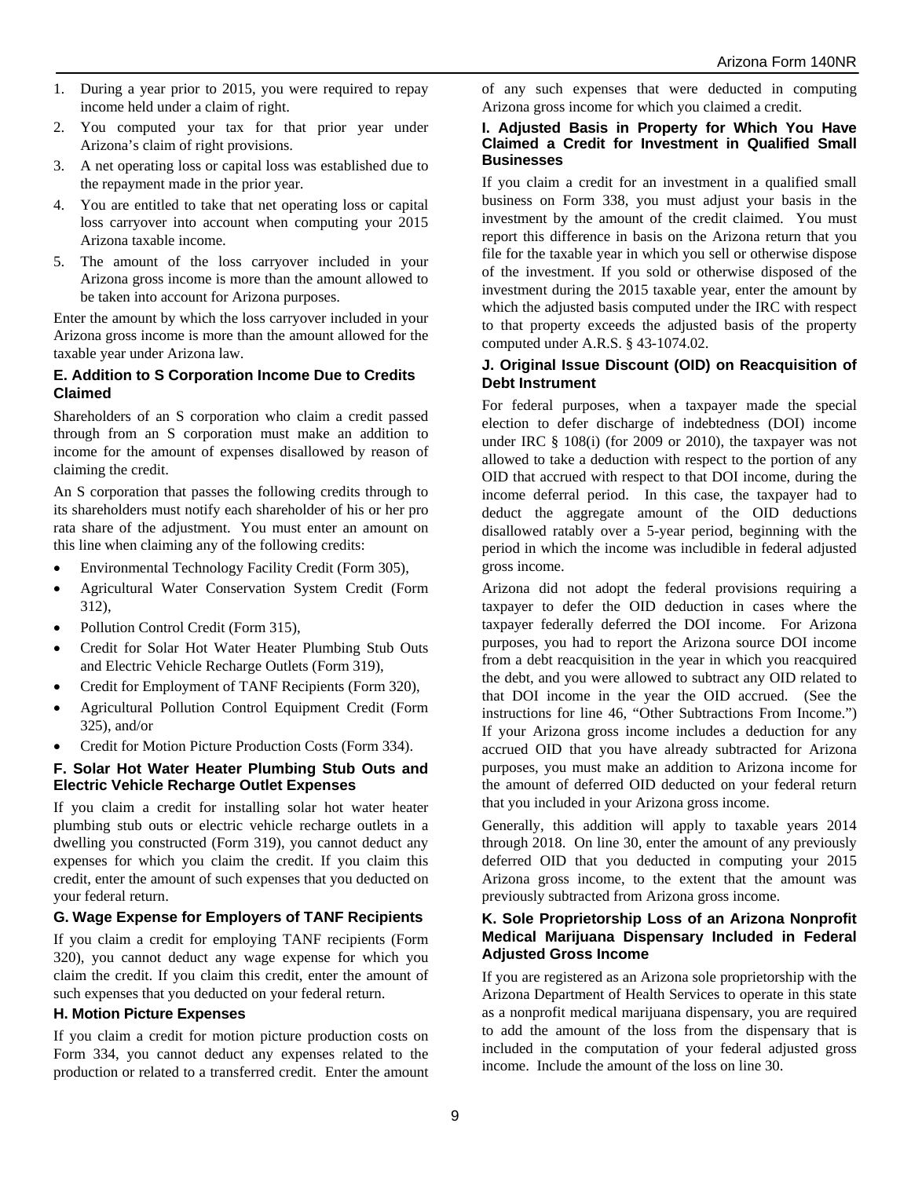1. During a year prior to 2015, you were required to repay income held under a claim of right.
2. You computed your tax for that prior year under Arizona's claim of right provisions.
3. A net operating loss or capital loss was established due to the repayment made in the prior year.
4. You are entitled to take that net operating loss or capital loss carryover into account when computing your 2015 Arizona taxable income.
5. The amount of the loss carryover included in your Arizona gross income is more than the amount allowed to be taken into account for Arizona purposes.

Enter the amount by which the loss carryover included in your Arizona gross income is more than the amount allowed for the taxable year under Arizona law.

### E. Addition to S Corporation Income Due to Credits Claimed

Shareholders of an S corporation who claim a credit passed through from an S corporation must make an addition to income for the amount of expenses disallowed by reason of claiming the credit.

An S corporation that passes the following credits through to its shareholders must notify each shareholder of his or her pro rata share of the adjustment. You must enter an amount on this line when claiming any of the following credits:

- Environmental Technology Facility Credit (Form 305),
- Agricultural Water Conservation System Credit (Form 312),
- Pollution Control Credit (Form 315),
- Credit for Solar Hot Water Heater Plumbing Stub Outs and Electric Vehicle Recharge Outlets (Form 319),
- Credit for Employment of TANF Recipients (Form 320),
- Agricultural Pollution Control Equipment Credit (Form 325), and/or
- Credit for Motion Picture Production Costs (Form 334).

### F. Solar Hot Water Heater Plumbing Stub Outs and Electric Vehicle Recharge Outlet Expenses

If you claim a credit for installing solar hot water heater plumbing stub outs or electric vehicle recharge outlets in a dwelling you constructed (Form 319), you cannot deduct any expenses for which you claim the credit. If you claim this credit, enter the amount of such expenses that you deducted on your federal return.

### G. Wage Expense for Employers of TANF Recipients

If you claim a credit for employing TANF recipients (Form 320), you cannot deduct any wage expense for which you claim the credit. If you claim this credit, enter the amount of such expenses that you deducted on your federal return.

### H. Motion Picture Expenses

If you claim a credit for motion picture production costs on Form 334, you cannot deduct any expenses related to the production or related to a transferred credit. Enter the amount of any such expenses that were deducted in computing Arizona gross income for which you claimed a credit.

### I. Adjusted Basis in Property for Which You Have Claimed a Credit for Investment in Qualified Small Businesses

If you claim a credit for an investment in a qualified small business on Form 338, you must adjust your basis in the investment by the amount of the credit claimed. You must report this difference in basis on the Arizona return that you file for the taxable year in which you sell or otherwise dispose of the investment. If you sold or otherwise disposed of the investment during the 2015 taxable year, enter the amount by which the adjusted basis computed under the IRC with respect to that property exceeds the adjusted basis of the property computed under A.R.S. § 43-1074.02.

### J. Original Issue Discount (OID) on Reacquisition of Debt Instrument

For federal purposes, when a taxpayer made the special election to defer discharge of indebtedness (DOI) income under IRC § 108(i) (for 2009 or 2010), the taxpayer was not allowed to take a deduction with respect to the portion of any OID that accrued with respect to that DOI income, during the income deferral period. In this case, the taxpayer had to deduct the aggregate amount of the OID deductions disallowed ratably over a 5-year period, beginning with the period in which the income was includible in federal adjusted gross income.

Arizona did not adopt the federal provisions requiring a taxpayer to defer the OID deduction in cases where the taxpayer federally deferred the DOI income. For Arizona purposes, you had to report the Arizona source DOI income from a debt reacquisition in the year in which you reacquired the debt, and you were allowed to subtract any OID related to that DOI income in the year the OID accrued. (See the instructions for line 46, "Other Subtractions From Income.") If your Arizona gross income includes a deduction for any accrued OID that you have already subtracted for Arizona purposes, you must make an addition to Arizona income for the amount of deferred OID deducted on your federal return that you included in your Arizona gross income.

Generally, this addition will apply to taxable years 2014 through 2018. On line 30, enter the amount of any previously deferred OID that you deducted in computing your 2015 Arizona gross income, to the extent that the amount was previously subtracted from Arizona gross income.

### K. Sole Proprietorship Loss of an Arizona Nonprofit Medical Marijuana Dispensary Included in Federal Adjusted Gross Income

If you are registered as an Arizona sole proprietorship with the Arizona Department of Health Services to operate in this state as a nonprofit medical marijuana dispensary, you are required to add the amount of the loss from the dispensary that is included in the computation of your federal adjusted gross income. Include the amount of the loss on line 30.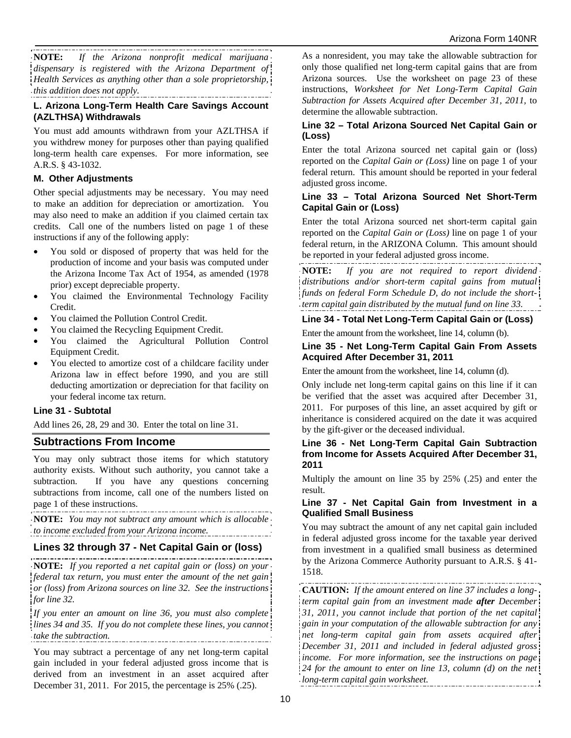**NOTE:** *If the Arizona nonprofit medical marijuana dispensary is registered with the Arizona Department of Health Services as anything other than a sole proprietorship, this addition does not apply.*

### L. Arizona Long-Term Health Care Savings Account (AZLTHSA) Withdrawals

You must add amounts withdrawn from your AZLTHSA if you withdrew money for purposes other than paying qualified long-term health care expenses. For more information, see A.R.S. § 43-1032.

### M. Other Adjustments

Other special adjustments may be necessary. You may need to make an addition for depreciation or amortization. You may also need to make an addition if you claimed certain tax credits. Call one of the numbers listed on page 1 of these instructions if any of the following apply:

- You sold or disposed of property that was held for the production of income and your basis was computed under the Arizona Income Tax Act of 1954, as amended (1978 prior) except depreciable property.
- You claimed the Environmental Technology Facility Credit.
- You claimed the Pollution Control Credit.
- You claimed the Recycling Equipment Credit.
- You claimed the Agricultural Pollution Control Equipment Credit.
- You elected to amortize cost of a childcare facility under Arizona law in effect before 1990, and you are still deducting amortization or depreciation for that facility on your federal income tax return.

### Line 31 - Subtotal

Add lines 26, 28, 29 and 30. Enter the total on line 31.

## Subtractions From Income

You may only subtract those items for which statutory authority exists. Without such authority, you cannot take a subtraction. If you have any questions concerning subtractions from income, call one of the numbers listed on page 1 of these instructions.

**NOTE:** *You may not subtract any amount which is allocable to income excluded from your Arizona income.*

### Lines 32 through 37 - Net Capital Gain or (loss)

**NOTE:** *If you reported a net capital gain or (loss) on your federal tax return, you must enter the amount of the net gain or (loss) from Arizona sources on line 32. See the instructions for line 32.*

*If you enter an amount on line 36, you must also complete lines 34 and 35. If you do not complete these lines, you cannot take the subtraction.*

You may subtract a percentage of any net long-term capital gain included in your federal adjusted gross income that is derived from an investment in an asset acquired after December 31, 2011. For 2015, the percentage is 25% (.25).

As a nonresident, you may take the allowable subtraction for only those qualified net long-term capital gains that are from Arizona sources. Use the worksheet on page 23 of these instructions, *Worksheet for Net Long-Term Capital Gain Subtraction for Assets Acquired after December 31, 2011,* to determine the allowable subtraction.

### Line 32 – Total Arizona Sourced Net Capital Gain or (Loss)

Enter the total Arizona sourced net capital gain or (loss) reported on the *Capital Gain or (Loss)* line on page 1 of your federal return. This amount should be reported in your federal adjusted gross income.

### Line 33 – Total Arizona Sourced Net Short-Term Capital Gain or (Loss)

Enter the total Arizona sourced net short-term capital gain reported on the *Capital Gain or (Loss)* line on page 1 of your federal return, in the ARIZONA Column. This amount should be reported in your federal adjusted gross income.

**NOTE:** *If you are not required to report dividend distributions and/or short-term capital gains from mutual funds on federal Form Schedule D, do not include the short-term capital gain distributed by the mutual fund on line 33.*

### Line 34 - Total Net Long-Term Capital Gain or (Loss)

Enter the amount from the worksheet, line 14, column (b).

### Line 35 - Net Long-Term Capital Gain From Assets Acquired After December 31, 2011

Enter the amount from the worksheet, line 14, column (d).

Only include net long-term capital gains on this line if it can be verified that the asset was acquired after December 31, 2011. For purposes of this line, an asset acquired by gift or inheritance is considered acquired on the date it was acquired by the gift-giver or the deceased individual.

### Line 36 - Net Long-Term Capital Gain Subtraction from Income for Assets Acquired After December 31, 2011

Multiply the amount on line 35 by 25% (.25) and enter the result.

### Line 37 - Net Capital Gain from Investment in a Qualified Small Business

You may subtract the amount of any net capital gain included in federal adjusted gross income for the taxable year derived from investment in a qualified small business as determined by the Arizona Commerce Authority pursuant to A.R.S. § 41-1518.

**CAUTION:** *If the amount entered on line 37 includes a long-term capital gain from an investment made* ***after*** *December 31, 2011, you cannot include that portion of the net capital gain in your computation of the allowable subtraction for any net long-term capital gain from assets acquired after December 31, 2011 and included in federal adjusted gross income. For more information, see the instructions on page 24 for the amount to enter on line 13, column (d) on the net long-term capital gain worksheet.*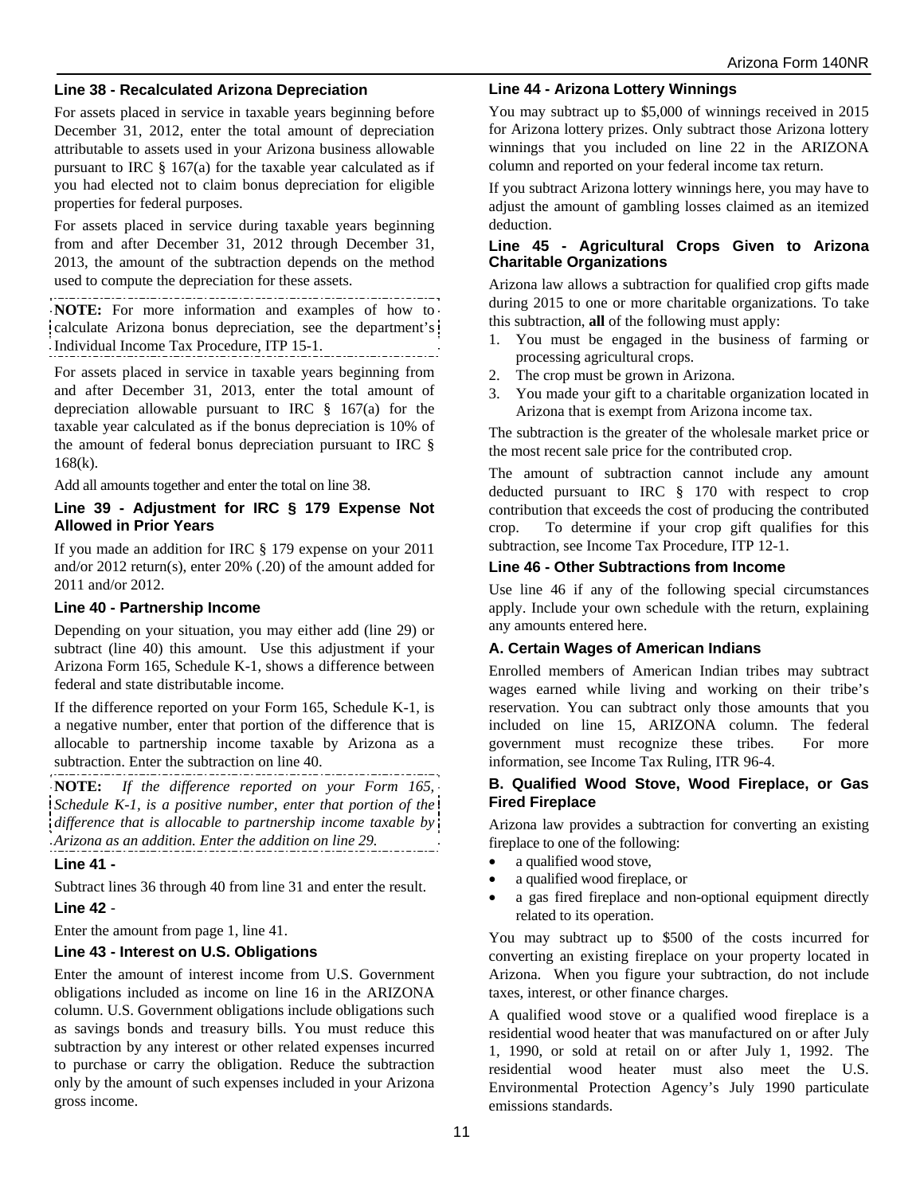### Line 38 - Recalculated Arizona Depreciation

For assets placed in service in taxable years beginning before December 31, 2012, enter the total amount of depreciation attributable to assets used in your Arizona business allowable pursuant to IRC § 167(a) for the taxable year calculated as if you had elected not to claim bonus depreciation for eligible properties for federal purposes.

For assets placed in service during taxable years beginning from and after December 31, 2012 through December 31, 2013, the amount of the subtraction depends on the method used to compute the depreciation for these assets.

**NOTE:** For more information and examples of how to calculate Arizona bonus depreciation, see the department's Individual Income Tax Procedure, ITP 15-1.

For assets placed in service in taxable years beginning from and after December 31, 2013, enter the total amount of depreciation allowable pursuant to IRC § 167(a) for the taxable year calculated as if the bonus depreciation is 10% of the amount of federal bonus depreciation pursuant to IRC § 168(k).

Add all amounts together and enter the total on line 38.

### Line 39 - Adjustment for IRC § 179 Expense Not Allowed in Prior Years

If you made an addition for IRC § 179 expense on your 2011 and/or 2012 return(s), enter 20% (.20) of the amount added for 2011 and/or 2012.

### Line 40 - Partnership Income

Depending on your situation, you may either add (line 29) or subtract (line 40) this amount. Use this adjustment if your Arizona Form 165, Schedule K-1, shows a difference between federal and state distributable income.

If the difference reported on your Form 165, Schedule K-1, is a negative number, enter that portion of the difference that is allocable to partnership income taxable by Arizona as a subtraction. Enter the subtraction on line 40.

**NOTE:** *If the difference reported on your Form 165, Schedule K-1, is a positive number, enter that portion of the difference that is allocable to partnership income taxable by Arizona as an addition. Enter the addition on line 29.*

### Line 41 -

Subtract lines 36 through 40 from line 31 and enter the result.

### Line 42 -

Enter the amount from page 1, line 41.

### Line 43 - Interest on U.S. Obligations

Enter the amount of interest income from U.S. Government obligations included as income on line 16 in the ARIZONA column. U.S. Government obligations include obligations such as savings bonds and treasury bills. You must reduce this subtraction by any interest or other related expenses incurred to purchase or carry the obligation. Reduce the subtraction only by the amount of such expenses included in your Arizona gross income.

### Line 44 - Arizona Lottery Winnings

You may subtract up to $5,000 of winnings received in 2015 for Arizona lottery prizes. Only subtract those Arizona lottery winnings that you included on line 22 in the ARIZONA column and reported on your federal income tax return.

If you subtract Arizona lottery winnings here, you may have to adjust the amount of gambling losses claimed as an itemized deduction.

### Line 45 - Agricultural Crops Given to Arizona Charitable Organizations

Arizona law allows a subtraction for qualified crop gifts made during 2015 to one or more charitable organizations. To take this subtraction, **all** of the following must apply:

1. You must be engaged in the business of farming or processing agricultural crops.
2. The crop must be grown in Arizona.
3. You made your gift to a charitable organization located in Arizona that is exempt from Arizona income tax.

The subtraction is the greater of the wholesale market price or the most recent sale price for the contributed crop.

The amount of subtraction cannot include any amount deducted pursuant to IRC § 170 with respect to crop contribution that exceeds the cost of producing the contributed crop. To determine if your crop gift qualifies for this subtraction, see Income Tax Procedure, ITP 12-1.

### Line 46 - Other Subtractions from Income

Use line 46 if any of the following special circumstances apply. Include your own schedule with the return, explaining any amounts entered here.

#### A. Certain Wages of American Indians

Enrolled members of American Indian tribes may subtract wages earned while living and working on their tribe's reservation. You can subtract only those amounts that you included on line 15, ARIZONA column. The federal government must recognize these tribes. For more information, see Income Tax Ruling, ITR 96-4.

#### B. Qualified Wood Stove, Wood Fireplace, or Gas Fired Fireplace

Arizona law provides a subtraction for converting an existing fireplace to one of the following:

- a qualified wood stove,
- a qualified wood fireplace, or
- a gas fired fireplace and non-optional equipment directly related to its operation.

You may subtract up to $500 of the costs incurred for converting an existing fireplace on your property located in Arizona. When you figure your subtraction, do not include taxes, interest, or other finance charges.

A qualified wood stove or a qualified wood fireplace is a residential wood heater that was manufactured on or after July 1, 1990, or sold at retail on or after July 1, 1992. The residential wood heater must also meet the U.S. Environmental Protection Agency's July 1990 particulate emissions standards.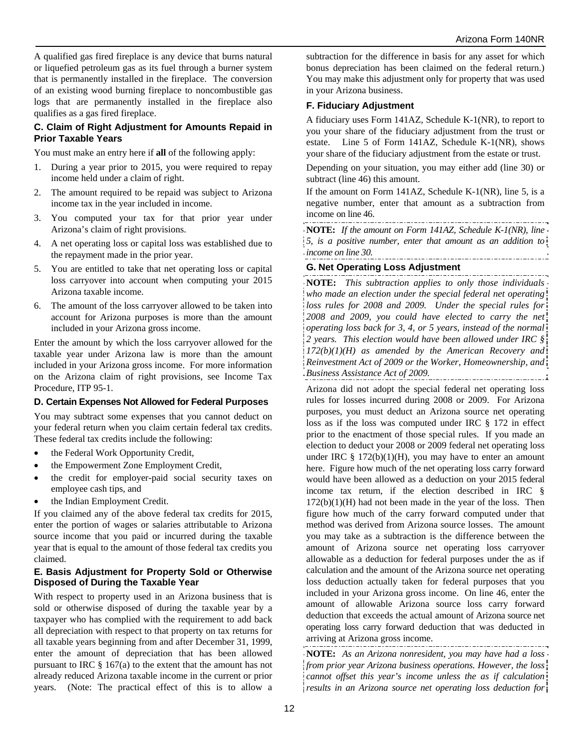A qualified gas fired fireplace is any device that burns natural or liquefied petroleum gas as its fuel through a burner system that is permanently installed in the fireplace. The conversion of an existing wood burning fireplace to noncombustible gas logs that are permanently installed in the fireplace also qualifies as a gas fired fireplace.

### C. Claim of Right Adjustment for Amounts Repaid in Prior Taxable Years

You must make an entry here if **all** of the following apply:

1. During a year prior to 2015, you were required to repay income held under a claim of right.
2. The amount required to be repaid was subject to Arizona income tax in the year included in income.
3. You computed your tax for that prior year under Arizona's claim of right provisions.
4. A net operating loss or capital loss was established due to the repayment made in the prior year.
5. You are entitled to take that net operating loss or capital loss carryover into account when computing your 2015 Arizona taxable income.
6. The amount of the loss carryover allowed to be taken into account for Arizona purposes is more than the amount included in your Arizona gross income.

Enter the amount by which the loss carryover allowed for the taxable year under Arizona law is more than the amount included in your Arizona gross income. For more information on the Arizona claim of right provisions, see Income Tax Procedure, ITP 95-1.

### D. Certain Expenses Not Allowed for Federal Purposes

You may subtract some expenses that you cannot deduct on your federal return when you claim certain federal tax credits. These federal tax credits include the following:

- the Federal Work Opportunity Credit,
- the Empowerment Zone Employment Credit,
- the credit for employer-paid social security taxes on employee cash tips, and
- the Indian Employment Credit.

If you claimed any of the above federal tax credits for 2015, enter the portion of wages or salaries attributable to Arizona source income that you paid or incurred during the taxable year that is equal to the amount of those federal tax credits you claimed.

### E. Basis Adjustment for Property Sold or Otherwise Disposed of During the Taxable Year

With respect to property used in an Arizona business that is sold or otherwise disposed of during the taxable year by a taxpayer who has complied with the requirement to add back all depreciation with respect to that property on tax returns for all taxable years beginning from and after December 31, 1999, enter the amount of depreciation that has been allowed pursuant to IRC § 167(a) to the extent that the amount has not already reduced Arizona taxable income in the current or prior years. (Note: The practical effect of this is to allow a subtraction for the difference in basis for any asset for which bonus depreciation has been claimed on the federal return.) You may make this adjustment only for property that was used in your Arizona business.

### F. Fiduciary Adjustment

A fiduciary uses Form 141AZ, Schedule K-1(NR), to report to you your share of the fiduciary adjustment from the trust or estate. Line 5 of Form 141AZ, Schedule K-1(NR), shows your share of the fiduciary adjustment from the estate or trust.

Depending on your situation, you may either add (line 30) or subtract (line 46) this amount.

If the amount on Form 141AZ, Schedule K-1(NR), line 5, is a negative number, enter that amount as a subtraction from income on line 46.

**NOTE:** *If the amount on Form 141AZ, Schedule K-1(NR), line 5, is a positive number, enter that amount as an addition to income on line 30.*

### G. Net Operating Loss Adjustment

**NOTE:** *This subtraction applies to only those individuals who made an election under the special federal net operating loss rules for 2008 and 2009. Under the special rules for 2008 and 2009, you could have elected to carry the net operating loss back for 3, 4, or 5 years, instead of the normal 2 years. This election would have been allowed under IRC § 172(b)(1)(H) as amended by the American Recovery and Reinvestment Act of 2009 or the Worker, Homeownership, and Business Assistance Act of 2009.*

Arizona did not adopt the special federal net operating loss rules for losses incurred during 2008 or 2009. For Arizona purposes, you must deduct an Arizona source net operating loss as if the loss was computed under IRC § 172 in effect prior to the enactment of those special rules. If you made an election to deduct your 2008 or 2009 federal net operating loss under IRC § 172(b)(1)(H), you may have to enter an amount here. Figure how much of the net operating loss carry forward would have been allowed as a deduction on your 2015 federal income tax return, if the election described in IRC § 172(b)(1)(H) had not been made in the year of the loss. Then figure how much of the carry forward computed under that method was derived from Arizona source losses. The amount you may take as a subtraction is the difference between the amount of Arizona source net operating loss carryover allowable as a deduction for federal purposes under the as if calculation and the amount of the Arizona source net operating loss deduction actually taken for federal purposes that you included in your Arizona gross income. On line 46, enter the amount of allowable Arizona source loss carry forward deduction that exceeds the actual amount of Arizona source net operating loss carry forward deduction that was deducted in arriving at Arizona gross income.

**NOTE:** *As an Arizona nonresident, you may have had a loss from prior year Arizona business operations. However, the loss cannot offset this year's income unless the as if calculation results in an Arizona source net operating loss deduction for*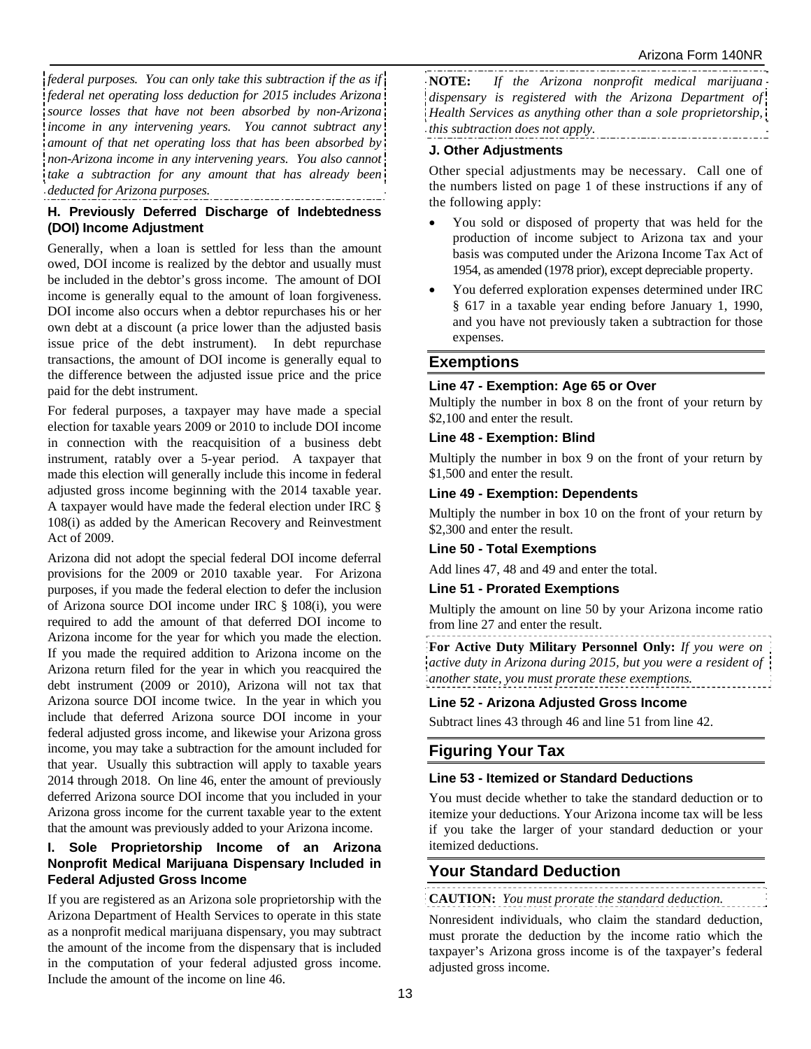*federal purposes. You can only take this subtraction if the as if federal net operating loss deduction for 2015 includes Arizona source losses that have not been absorbed by non-Arizona income in any intervening years. You cannot subtract any amount of that net operating loss that has been absorbed by non-Arizona income in any intervening years. You also cannot take a subtraction for any amount that has already been deducted for Arizona purposes.*

#### H. Previously Deferred Discharge of Indebtedness (DOI) Income Adjustment

Generally, when a loan is settled for less than the amount owed, DOI income is realized by the debtor and usually must be included in the debtor's gross income. The amount of DOI income is generally equal to the amount of loan forgiveness. DOI income also occurs when a debtor repurchases his or her own debt at a discount (a price lower than the adjusted basis issue price of the debt instrument). In debt repurchase transactions, the amount of DOI income is generally equal to the difference between the adjusted issue price and the price paid for the debt instrument.

For federal purposes, a taxpayer may have made a special election for taxable years 2009 or 2010 to include DOI income in connection with the reacquisition of a business debt instrument, ratably over a 5-year period. A taxpayer that made this election will generally include this income in federal adjusted gross income beginning with the 2014 taxable year. A taxpayer would have made the federal election under IRC § 108(i) as added by the American Recovery and Reinvestment Act of 2009.

Arizona did not adopt the special federal DOI income deferral provisions for the 2009 or 2010 taxable year. For Arizona purposes, if you made the federal election to defer the inclusion of Arizona source DOI income under IRC § 108(i), you were required to add the amount of that deferred DOI income to Arizona income for the year for which you made the election. If you made the required addition to Arizona income on the Arizona return filed for the year in which you reacquired the debt instrument (2009 or 2010), Arizona will not tax that Arizona source DOI income twice. In the year in which you include that deferred Arizona source DOI income in your federal adjusted gross income, and likewise your Arizona gross income, you may take a subtraction for the amount included for that year. Usually this subtraction will apply to taxable years 2014 through 2018. On line 46, enter the amount of previously deferred Arizona source DOI income that you included in your Arizona gross income for the current taxable year to the extent that the amount was previously added to your Arizona income.

#### I. Sole Proprietorship Income of an Arizona Nonprofit Medical Marijuana Dispensary Included in Federal Adjusted Gross Income

If you are registered as an Arizona sole proprietorship with the Arizona Department of Health Services to operate in this state as a nonprofit medical marijuana dispensary, you may subtract the amount of the income from the dispensary that is included in the computation of your federal adjusted gross income. Include the amount of the income on line 46.

**NOTE:** *If the Arizona nonprofit medical marijuana dispensary is registered with the Arizona Department of Health Services as anything other than a sole proprietorship, this subtraction does not apply.*

#### J. Other Adjustments

Other special adjustments may be necessary. Call one of the numbers listed on page 1 of these instructions if any of the following apply:

- You sold or disposed of property that was held for the production of income subject to Arizona tax and your basis was computed under the Arizona Income Tax Act of 1954, as amended (1978 prior), except depreciable property.
- You deferred exploration expenses determined under IRC § 617 in a taxable year ending before January 1, 1990, and you have not previously taken a subtraction for those expenses.

## Exemptions

#### Line 47 - Exemption: Age 65 or Over

Multiply the number in box 8 on the front of your return by $2,100 and enter the result.

#### Line 48 - Exemption: Blind

Multiply the number in box 9 on the front of your return by $1,500 and enter the result.

#### Line 49 - Exemption: Dependents

Multiply the number in box 10 on the front of your return by $2,300 and enter the result.

#### Line 50 - Total Exemptions

Add lines 47, 48 and 49 and enter the total.

#### Line 51 - Prorated Exemptions

Multiply the amount on line 50 by your Arizona income ratio from line 27 and enter the result.

**For Active Duty Military Personnel Only:** *If you were on active duty in Arizona during 2015, but you were a resident of another state, you must prorate these exemptions.*

#### Line 52 - Arizona Adjusted Gross Income

Subtract lines 43 through 46 and line 51 from line 42.

## Figuring Your Tax

#### Line 53 - Itemized or Standard Deductions

You must decide whether to take the standard deduction or to itemize your deductions. Your Arizona income tax will be less if you take the larger of your standard deduction or your itemized deductions.

## Your Standard Deduction

**CAUTION:** *You must prorate the standard deduction.*

Nonresident individuals, who claim the standard deduction, must prorate the deduction by the income ratio which the taxpayer's Arizona gross income is of the taxpayer's federal adjusted gross income.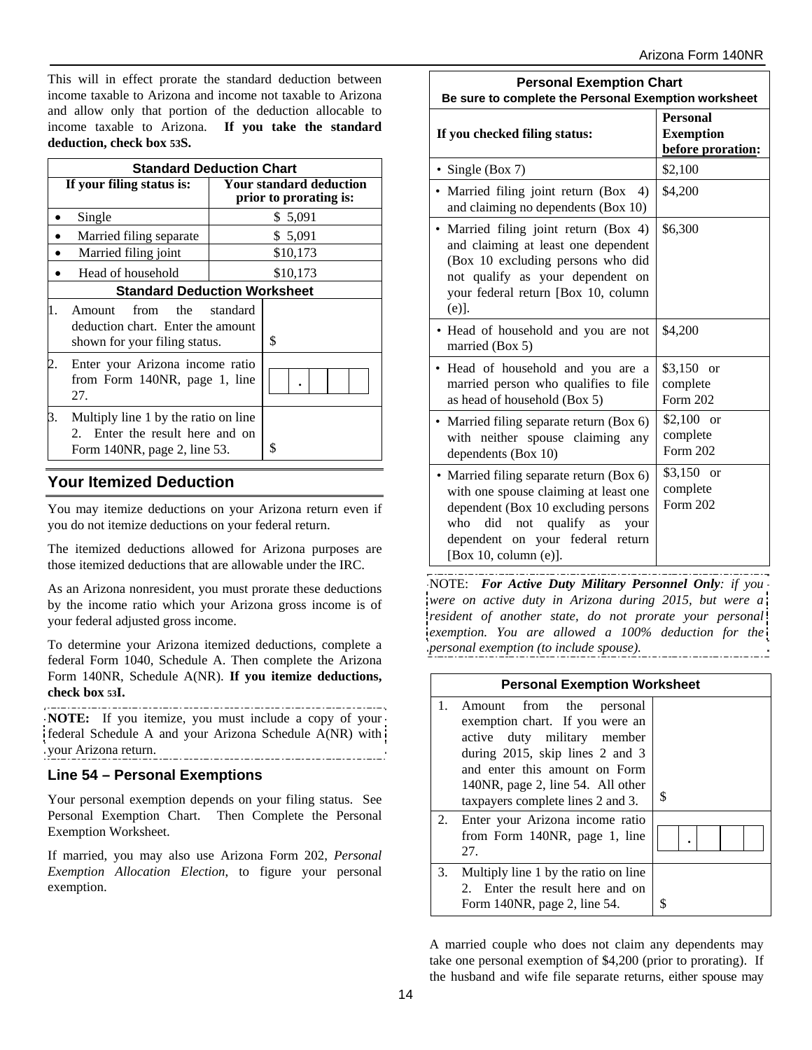This will in effect prorate the standard deduction between income taxable to Arizona and income not taxable to Arizona and allow only that portion of the deduction allocable to income taxable to Arizona. **If you take the standard deduction, check box 53S.**

| Standard Deduction Chart | |
|---|---|
| **If your filing status is:** | **Your standard deduction prior to prorating is:** |
| • Single | $ 5,091 |
| • Married filing separate | $ 5,091 |
| • Married filing joint | $10,173 |
| • Head of household | $10,173 |

| Standard Deduction Worksheet | |
|---|---|
| 1. Amount from the standard deduction chart. Enter the amount shown for your filing status. | $ |
| 2. Enter your Arizona income ratio from Form 140NR, page 1, line 27. | . |
| 3. Multiply line 1 by the ratio on line 2. Enter the result here and on Form 140NR, page 2, line 53. | $ |

## Your Itemized Deduction

You may itemize deductions on your Arizona return even if you do not itemize deductions on your federal return.

The itemized deductions allowed for Arizona purposes are those itemized deductions that are allowable under the IRC.

As an Arizona nonresident, you must prorate these deductions by the income ratio which your Arizona gross income is of your federal adjusted gross income.

To determine your Arizona itemized deductions, complete a federal Form 1040, Schedule A. Then complete the Arizona Form 140NR, Schedule A(NR). **If you itemize deductions, check box 53I.**

**NOTE:** If you itemize, you must include a copy of your federal Schedule A and your Arizona Schedule A(NR) with your Arizona return.

## Line 54 – Personal Exemptions

Your personal exemption depends on your filing status. See Personal Exemption Chart. Then Complete the Personal Exemption Worksheet.

If married, you may also use Arizona Form 202, *Personal Exemption Allocation Election*, to figure your personal exemption.

**Personal Exemption Chart**
**Be sure to complete the Personal Exemption worksheet**

| If you checked filing status: | Personal Exemption before proration: |
|---|---|
| • Single (Box 7) | $2,100 |
| • Married filing joint return (Box 4) and claiming no dependents (Box 10) | $4,200 |
| • Married filing joint return (Box 4) and claiming at least one dependent (Box 10 excluding persons who did not qualify as your dependent on your federal return [Box 10, column (e)]. | $6,300 |
| • Head of household and you are not married (Box 5) | $4,200 |
| • Head of household and you are a married person who qualifies to file as head of household (Box 5) | $3,150 or complete Form 202 |
| • Married filing separate return (Box 6) with neither spouse claiming any dependents (Box 10) | $2,100 or complete Form 202 |
| • Married filing separate return (Box 6) with one spouse claiming at least one dependent (Box 10 excluding persons who did not qualify as your dependent on your federal return [Box 10, column (e)]. | $3,150 or complete Form 202 |

NOTE: ***For Active Duty Military Personnel Only****: if you were on active duty in Arizona during 2015, but were a resident of another state, do not prorate your personal exemption. You are allowed a 100% deduction for the personal exemption (to include spouse).*

| Personal Exemption Worksheet | |
|---|---|
| 1. Amount from the personal exemption chart. If you were an active duty military member during 2015, skip lines 2 and 3 and enter this amount on Form 140NR, page 2, line 54. All other taxpayers complete lines 2 and 3. | $ |
| 2. Enter your Arizona income ratio from Form 140NR, page 1, line 27. | . |
| 3. Multiply line 1 by the ratio on line 2. Enter the result here and on Form 140NR, page 2, line 54. | $ |

A married couple who does not claim any dependents may take one personal exemption of $4,200 (prior to prorating). If the husband and wife file separate returns, either spouse may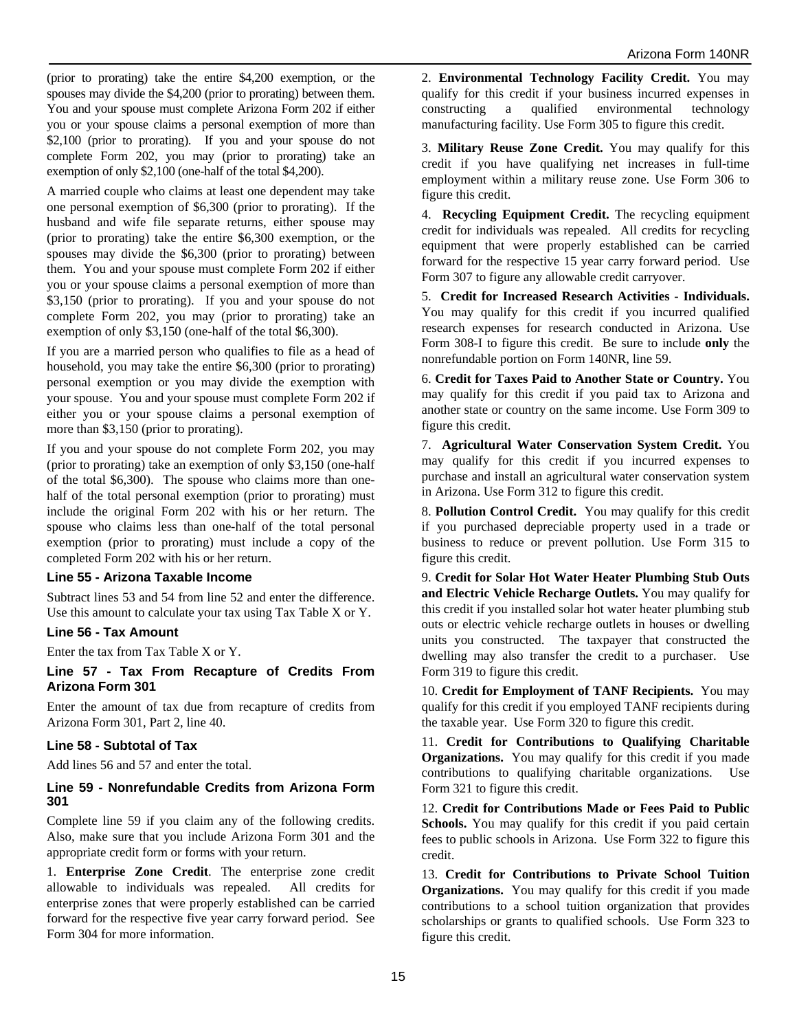(prior to prorating) take the entire $4,200 exemption, or the spouses may divide the $4,200 (prior to prorating) between them. You and your spouse must complete Arizona Form 202 if either you or your spouse claims a personal exemption of more than $2,100 (prior to prorating). If you and your spouse do not complete Form 202, you may (prior to prorating) take an exemption of only $2,100 (one-half of the total $4,200).

A married couple who claims at least one dependent may take one personal exemption of $6,300 (prior to prorating). If the husband and wife file separate returns, either spouse may (prior to prorating) take the entire $6,300 exemption, or the spouses may divide the $6,300 (prior to prorating) between them. You and your spouse must complete Form 202 if either you or your spouse claims a personal exemption of more than $3,150 (prior to prorating). If you and your spouse do not complete Form 202, you may (prior to prorating) take an exemption of only $3,150 (one-half of the total $6,300).

If you are a married person who qualifies to file as a head of household, you may take the entire $6,300 (prior to prorating) personal exemption or you may divide the exemption with your spouse. You and your spouse must complete Form 202 if either you or your spouse claims a personal exemption of more than $3,150 (prior to prorating).

If you and your spouse do not complete Form 202, you may (prior to prorating) take an exemption of only $3,150 (one-half of the total $6,300). The spouse who claims more than one-half of the total personal exemption (prior to prorating) must include the original Form 202 with his or her return. The spouse who claims less than one-half of the total personal exemption (prior to prorating) must include a copy of the completed Form 202 with his or her return.

### Line 55 - Arizona Taxable Income

Subtract lines 53 and 54 from line 52 and enter the difference. Use this amount to calculate your tax using Tax Table X or Y.

### Line 56 - Tax Amount

Enter the tax from Tax Table X or Y.

### Line 57 - Tax From Recapture of Credits From Arizona Form 301

Enter the amount of tax due from recapture of credits from Arizona Form 301, Part 2, line 40.

### Line 58 - Subtotal of Tax

Add lines 56 and 57 and enter the total.

### Line 59 - Nonrefundable Credits from Arizona Form 301

Complete line 59 if you claim any of the following credits. Also, make sure that you include Arizona Form 301 and the appropriate credit form or forms with your return.

1. **Enterprise Zone Credit**. The enterprise zone credit allowable to individuals was repealed. All credits for enterprise zones that were properly established can be carried forward for the respective five year carry forward period. See Form 304 for more information.

2. **Environmental Technology Facility Credit.** You may qualify for this credit if your business incurred expenses in constructing a qualified environmental technology manufacturing facility. Use Form 305 to figure this credit.

3. **Military Reuse Zone Credit.** You may qualify for this credit if you have qualifying net increases in full-time employment within a military reuse zone. Use Form 306 to figure this credit.

4. **Recycling Equipment Credit.** The recycling equipment credit for individuals was repealed. All credits for recycling equipment that were properly established can be carried forward for the respective 15 year carry forward period. Use Form 307 to figure any allowable credit carryover.

5. **Credit for Increased Research Activities - Individuals.** You may qualify for this credit if you incurred qualified research expenses for research conducted in Arizona. Use Form 308-I to figure this credit. Be sure to include **only** the nonrefundable portion on Form 140NR, line 59.

6. **Credit for Taxes Paid to Another State or Country.** You may qualify for this credit if you paid tax to Arizona and another state or country on the same income. Use Form 309 to figure this credit.

7. **Agricultural Water Conservation System Credit.** You may qualify for this credit if you incurred expenses to purchase and install an agricultural water conservation system in Arizona. Use Form 312 to figure this credit.

8. **Pollution Control Credit.** You may qualify for this credit if you purchased depreciable property used in a trade or business to reduce or prevent pollution. Use Form 315 to figure this credit.

9. **Credit for Solar Hot Water Heater Plumbing Stub Outs and Electric Vehicle Recharge Outlets.** You may qualify for this credit if you installed solar hot water heater plumbing stub outs or electric vehicle recharge outlets in houses or dwelling units you constructed. The taxpayer that constructed the dwelling may also transfer the credit to a purchaser. Use Form 319 to figure this credit.

10. **Credit for Employment of TANF Recipients.** You may qualify for this credit if you employed TANF recipients during the taxable year. Use Form 320 to figure this credit.

11. **Credit for Contributions to Qualifying Charitable Organizations.** You may qualify for this credit if you made contributions to qualifying charitable organizations. Use Form 321 to figure this credit.

12. **Credit for Contributions Made or Fees Paid to Public Schools.** You may qualify for this credit if you paid certain fees to public schools in Arizona. Use Form 322 to figure this credit.

13. **Credit for Contributions to Private School Tuition Organizations.** You may qualify for this credit if you made contributions to a school tuition organization that provides scholarships or grants to qualified schools. Use Form 323 to figure this credit.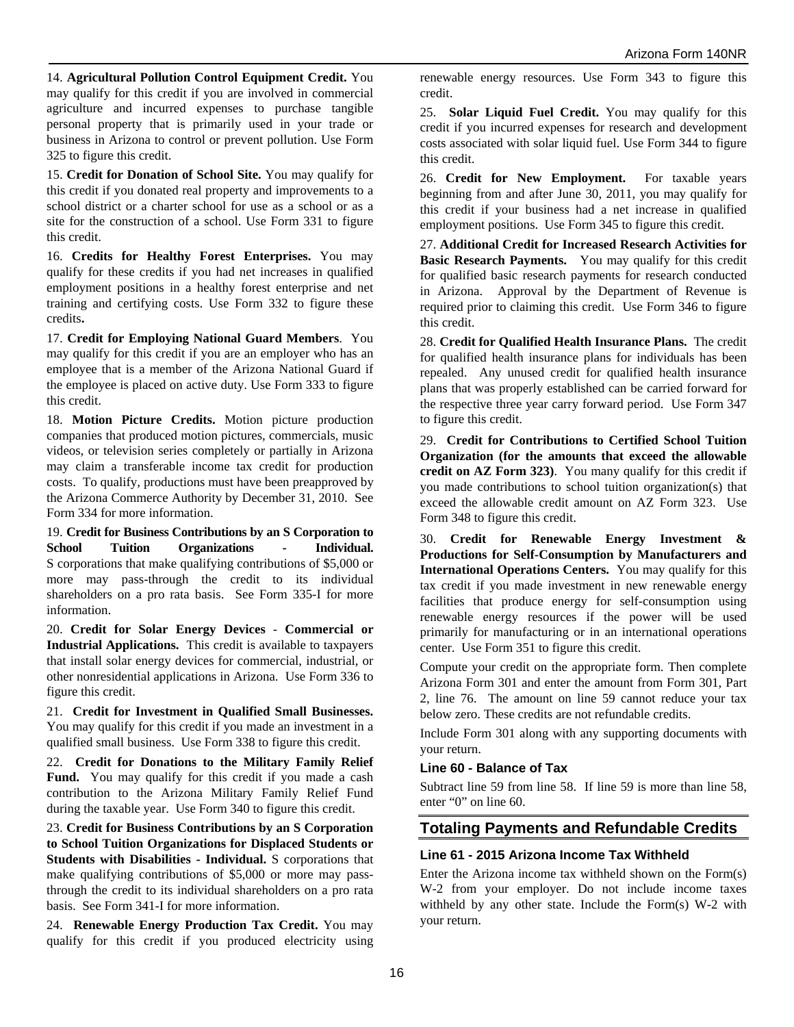14. **Agricultural Pollution Control Equipment Credit.** You may qualify for this credit if you are involved in commercial agriculture and incurred expenses to purchase tangible personal property that is primarily used in your trade or business in Arizona to control or prevent pollution. Use Form 325 to figure this credit.

15. **Credit for Donation of School Site.** You may qualify for this credit if you donated real property and improvements to a school district or a charter school for use as a school or as a site for the construction of a school. Use Form 331 to figure this credit.

16. **Credits for Healthy Forest Enterprises.** You may qualify for these credits if you had net increases in qualified employment positions in a healthy forest enterprise and net training and certifying costs. Use Form 332 to figure these credits**.**

17. **Credit for Employing National Guard Members**. You may qualify for this credit if you are an employer who has an employee that is a member of the Arizona National Guard if the employee is placed on active duty. Use Form 333 to figure this credit.

18. **Motion Picture Credits.** Motion picture production companies that produced motion pictures, commercials, music videos, or television series completely or partially in Arizona may claim a transferable income tax credit for production costs. To qualify, productions must have been preapproved by the Arizona Commerce Authority by December 31, 2010. See Form 334 for more information.

19. **Credit for Business Contributions by an S Corporation to School Tuition Organizations - Individual.** S corporations that make qualifying contributions of $5,000 or more may pass-through the credit to its individual shareholders on a pro rata basis. See Form 335-I for more information.

20. **Credit for Solar Energy Devices - Commercial or Industrial Applications.** This credit is available to taxpayers that install solar energy devices for commercial, industrial, or other nonresidential applications in Arizona. Use Form 336 to figure this credit.

21. **Credit for Investment in Qualified Small Businesses.** You may qualify for this credit if you made an investment in a qualified small business. Use Form 338 to figure this credit.

22. **Credit for Donations to the Military Family Relief Fund.** You may qualify for this credit if you made a cash contribution to the Arizona Military Family Relief Fund during the taxable year. Use Form 340 to figure this credit.

23. **Credit for Business Contributions by an S Corporation to School Tuition Organizations for Displaced Students or Students with Disabilities - Individual.** S corporations that make qualifying contributions of $5,000 or more may pass-through the credit to its individual shareholders on a pro rata basis. See Form 341-I for more information.

24. **Renewable Energy Production Tax Credit.** You may qualify for this credit if you produced electricity using renewable energy resources. Use Form 343 to figure this credit.

25. **Solar Liquid Fuel Credit.** You may qualify for this credit if you incurred expenses for research and development costs associated with solar liquid fuel. Use Form 344 to figure this credit.

26. **Credit for New Employment.** For taxable years beginning from and after June 30, 2011, you may qualify for this credit if your business had a net increase in qualified employment positions. Use Form 345 to figure this credit.

27. **Additional Credit for Increased Research Activities for Basic Research Payments.** You may qualify for this credit for qualified basic research payments for research conducted in Arizona. Approval by the Department of Revenue is required prior to claiming this credit. Use Form 346 to figure this credit.

28. **Credit for Qualified Health Insurance Plans.** The credit for qualified health insurance plans for individuals has been repealed. Any unused credit for qualified health insurance plans that was properly established can be carried forward for the respective three year carry forward period. Use Form 347 to figure this credit.

29. **Credit for Contributions to Certified School Tuition Organization (for the amounts that exceed the allowable credit on AZ Form 323)**. You many qualify for this credit if you made contributions to school tuition organization(s) that exceed the allowable credit amount on AZ Form 323. Use Form 348 to figure this credit.

30. **Credit for Renewable Energy Investment & Productions for Self-Consumption by Manufacturers and International Operations Centers.** You may qualify for this tax credit if you made investment in new renewable energy facilities that produce energy for self-consumption using renewable energy resources if the power will be used primarily for manufacturing or in an international operations center. Use Form 351 to figure this credit.

Compute your credit on the appropriate form. Then complete Arizona Form 301 and enter the amount from Form 301, Part 2, line 76. The amount on line 59 cannot reduce your tax below zero. These credits are not refundable credits.

Include Form 301 along with any supporting documents with your return.

### Line 60 - Balance of Tax

Subtract line 59 from line 58. If line 59 is more than line 58, enter "0" on line 60.

## Totaling Payments and Refundable Credits

### Line 61 - 2015 Arizona Income Tax Withheld

Enter the Arizona income tax withheld shown on the Form(s) W-2 from your employer. Do not include income taxes withheld by any other state. Include the Form(s) W-2 with your return.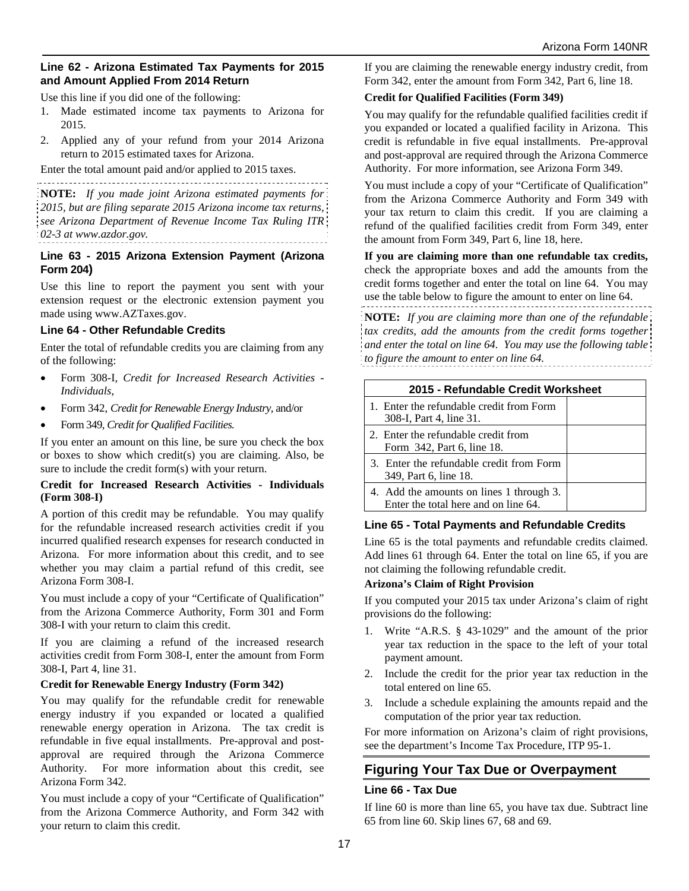### Line 62 - Arizona Estimated Tax Payments for 2015 and Amount Applied From 2014 Return

Use this line if you did one of the following:

1. Made estimated income tax payments to Arizona for 2015.
2. Applied any of your refund from your 2014 Arizona return to 2015 estimated taxes for Arizona.

Enter the total amount paid and/or applied to 2015 taxes.

**NOTE:** *If you made joint Arizona estimated payments for 2015, but are filing separate 2015 Arizona income tax returns, see Arizona Department of Revenue Income Tax Ruling ITR 02-3 at www.azdor.gov.*

### Line 63 - 2015 Arizona Extension Payment (Arizona Form 204)

Use this line to report the payment you sent with your extension request or the electronic extension payment you made using www.AZTaxes.gov.

### Line 64 - Other Refundable Credits

Enter the total of refundable credits you are claiming from any of the following:

- Form 308-I, *Credit for Increased Research Activities - Individuals,*
- Form 342, *Credit for Renewable Energy Industry,* and/or
- Form 349, *Credit for Qualified Facilities.*

If you enter an amount on this line, be sure you check the box or boxes to show which credit(s) you are claiming. Also, be sure to include the credit form(s) with your return.

**Credit for Increased Research Activities - Individuals (Form 308-I)**

A portion of this credit may be refundable. You may qualify for the refundable increased research activities credit if you incurred qualified research expenses for research conducted in Arizona. For more information about this credit, and to see whether you may claim a partial refund of this credit, see Arizona Form 308-I.

You must include a copy of your "Certificate of Qualification" from the Arizona Commerce Authority, Form 301 and Form 308-I with your return to claim this credit.

If you are claiming a refund of the increased research activities credit from Form 308-I, enter the amount from Form 308-I, Part 4, line 31.

**Credit for Renewable Energy Industry (Form 342)**

You may qualify for the refundable credit for renewable energy industry if you expanded or located a qualified renewable energy operation in Arizona. The tax credit is refundable in five equal installments. Pre-approval and post-approval are required through the Arizona Commerce Authority. For more information about this credit, see Arizona Form 342.

You must include a copy of your "Certificate of Qualification" from the Arizona Commerce Authority, and Form 342 with your return to claim this credit.

If you are claiming the renewable energy industry credit, from Form 342, enter the amount from Form 342, Part 6, line 18.

**Credit for Qualified Facilities (Form 349)**

You may qualify for the refundable qualified facilities credit if you expanded or located a qualified facility in Arizona. This credit is refundable in five equal installments. Pre-approval and post-approval are required through the Arizona Commerce Authority. For more information, see Arizona Form 349.

You must include a copy of your "Certificate of Qualification" from the Arizona Commerce Authority and Form 349 with your tax return to claim this credit. If you are claiming a refund of the qualified facilities credit from Form 349, enter the amount from Form 349, Part 6, line 18, here.

**If you are claiming more than one refundable tax credits,** check the appropriate boxes and add the amounts from the credit forms together and enter the total on line 64. You may use the table below to figure the amount to enter on line 64.

**NOTE:** *If you are claiming more than one of the refundable tax credits, add the amounts from the credit forms together and enter the total on line 64. You may use the following table to figure the amount to enter on line 64.*

| 2015 - Refundable Credit Worksheet | |
|---|---|
| 1. Enter the refundable credit from Form 308-I, Part 4, line 31. | |
| 2. Enter the refundable credit from Form 342, Part 6, line 18. | |
| 3. Enter the refundable credit from Form 349, Part 6, line 18. | |
| 4. Add the amounts on lines 1 through 3. Enter the total here and on line 64. | |

### Line 65 - Total Payments and Refundable Credits

Line 65 is the total payments and refundable credits claimed. Add lines 61 through 64. Enter the total on line 65, if you are not claiming the following refundable credit.

**Arizona's Claim of Right Provision**

If you computed your 2015 tax under Arizona's claim of right provisions do the following:

1. Write "A.R.S. § 43-1029" and the amount of the prior year tax reduction in the space to the left of your total payment amount.
2. Include the credit for the prior year tax reduction in the total entered on line 65.
3. Include a schedule explaining the amounts repaid and the computation of the prior year tax reduction.

For more information on Arizona's claim of right provisions, see the department's Income Tax Procedure, ITP 95-1.

## Figuring Your Tax Due or Overpayment

### Line 66 - Tax Due

If line 60 is more than line 65, you have tax due. Subtract line 65 from line 60. Skip lines 67, 68 and 69.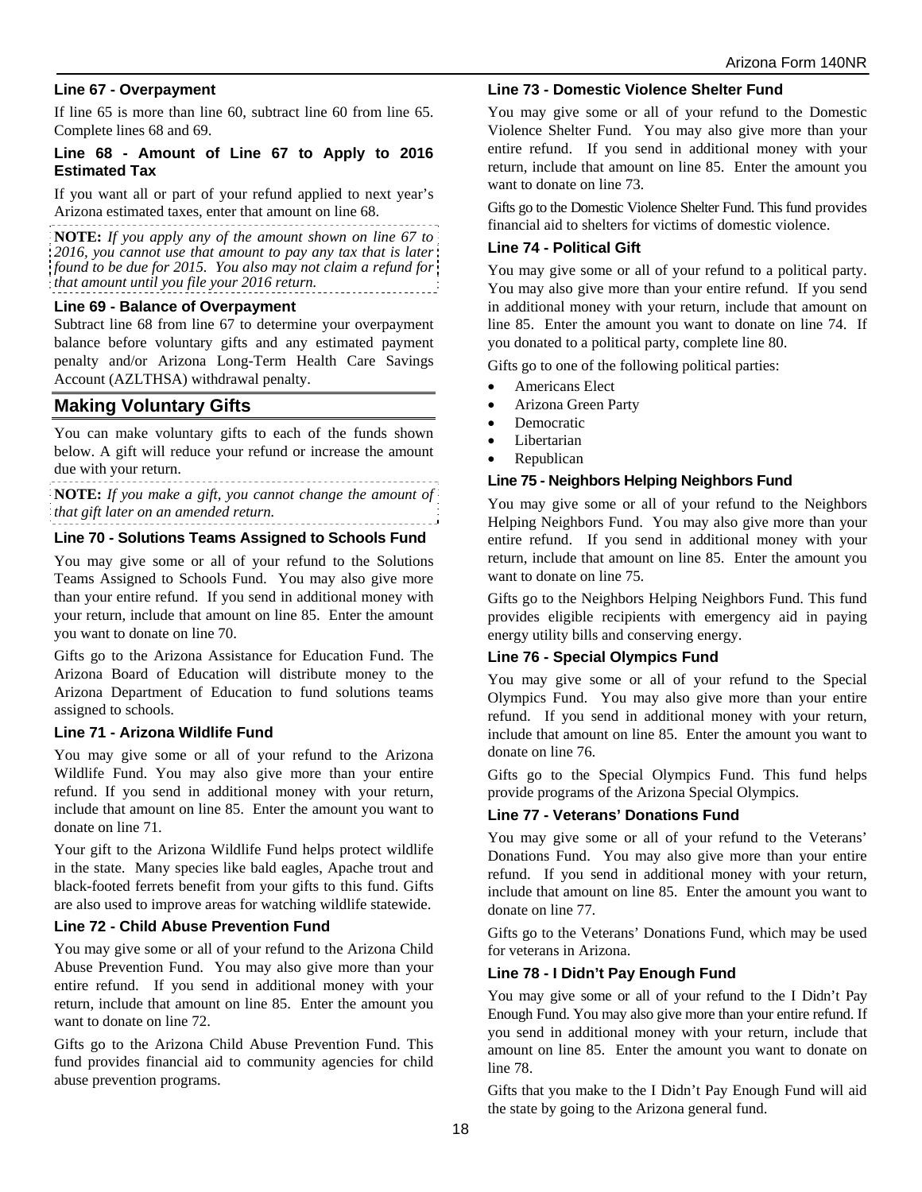### Line 67 - Overpayment

If line 65 is more than line 60, subtract line 60 from line 65. Complete lines 68 and 69.

### Line 68 - Amount of Line 67 to Apply to 2016 Estimated Tax

If you want all or part of your refund applied to next year's Arizona estimated taxes, enter that amount on line 68.

**NOTE:** *If you apply any of the amount shown on line 67 to 2016, you cannot use that amount to pay any tax that is later found to be due for 2015. You also may not claim a refund for that amount until you file your 2016 return.*

### Line 69 - Balance of Overpayment

Subtract line 68 from line 67 to determine your overpayment balance before voluntary gifts and any estimated payment penalty and/or Arizona Long-Term Health Care Savings Account (AZLTHSA) withdrawal penalty.

## Making Voluntary Gifts

You can make voluntary gifts to each of the funds shown below. A gift will reduce your refund or increase the amount due with your return.

**NOTE:** *If you make a gift, you cannot change the amount of that gift later on an amended return.*

### Line 70 - Solutions Teams Assigned to Schools Fund

You may give some or all of your refund to the Solutions Teams Assigned to Schools Fund. You may also give more than your entire refund. If you send in additional money with your return, include that amount on line 85. Enter the amount you want to donate on line 70.

Gifts go to the Arizona Assistance for Education Fund. The Arizona Board of Education will distribute money to the Arizona Department of Education to fund solutions teams assigned to schools.

### Line 71 - Arizona Wildlife Fund

You may give some or all of your refund to the Arizona Wildlife Fund. You may also give more than your entire refund. If you send in additional money with your return, include that amount on line 85. Enter the amount you want to donate on line 71.

Your gift to the Arizona Wildlife Fund helps protect wildlife in the state. Many species like bald eagles, Apache trout and black-footed ferrets benefit from your gifts to this fund. Gifts are also used to improve areas for watching wildlife statewide.

### Line 72 - Child Abuse Prevention Fund

You may give some or all of your refund to the Arizona Child Abuse Prevention Fund. You may also give more than your entire refund. If you send in additional money with your return, include that amount on line 85. Enter the amount you want to donate on line 72.

Gifts go to the Arizona Child Abuse Prevention Fund. This fund provides financial aid to community agencies for child abuse prevention programs.

### Line 73 - Domestic Violence Shelter Fund

You may give some or all of your refund to the Domestic Violence Shelter Fund. You may also give more than your entire refund. If you send in additional money with your return, include that amount on line 85. Enter the amount you want to donate on line 73.

Gifts go to the Domestic Violence Shelter Fund. This fund provides financial aid to shelters for victims of domestic violence.

### Line 74 - Political Gift

You may give some or all of your refund to a political party. You may also give more than your entire refund. If you send in additional money with your return, include that amount on line 85. Enter the amount you want to donate on line 74. If you donated to a political party, complete line 80.

Gifts go to one of the following political parties:

- Americans Elect
- Arizona Green Party
- Democratic
- Libertarian
- Republican

### Line 75 - Neighbors Helping Neighbors Fund

You may give some or all of your refund to the Neighbors Helping Neighbors Fund. You may also give more than your entire refund. If you send in additional money with your return, include that amount on line 85. Enter the amount you want to donate on line 75.

Gifts go to the Neighbors Helping Neighbors Fund. This fund provides eligible recipients with emergency aid in paying energy utility bills and conserving energy.

### Line 76 - Special Olympics Fund

You may give some or all of your refund to the Special Olympics Fund. You may also give more than your entire refund. If you send in additional money with your return, include that amount on line 85. Enter the amount you want to donate on line 76.

Gifts go to the Special Olympics Fund. This fund helps provide programs of the Arizona Special Olympics.

### Line 77 - Veterans' Donations Fund

You may give some or all of your refund to the Veterans' Donations Fund. You may also give more than your entire refund. If you send in additional money with your return, include that amount on line 85. Enter the amount you want to donate on line 77.

Gifts go to the Veterans' Donations Fund, which may be used for veterans in Arizona.

### Line 78 - I Didn't Pay Enough Fund

You may give some or all of your refund to the I Didn't Pay Enough Fund. You may also give more than your entire refund. If you send in additional money with your return, include that amount on line 85. Enter the amount you want to donate on line 78.

Gifts that you make to the I Didn't Pay Enough Fund will aid the state by going to the Arizona general fund.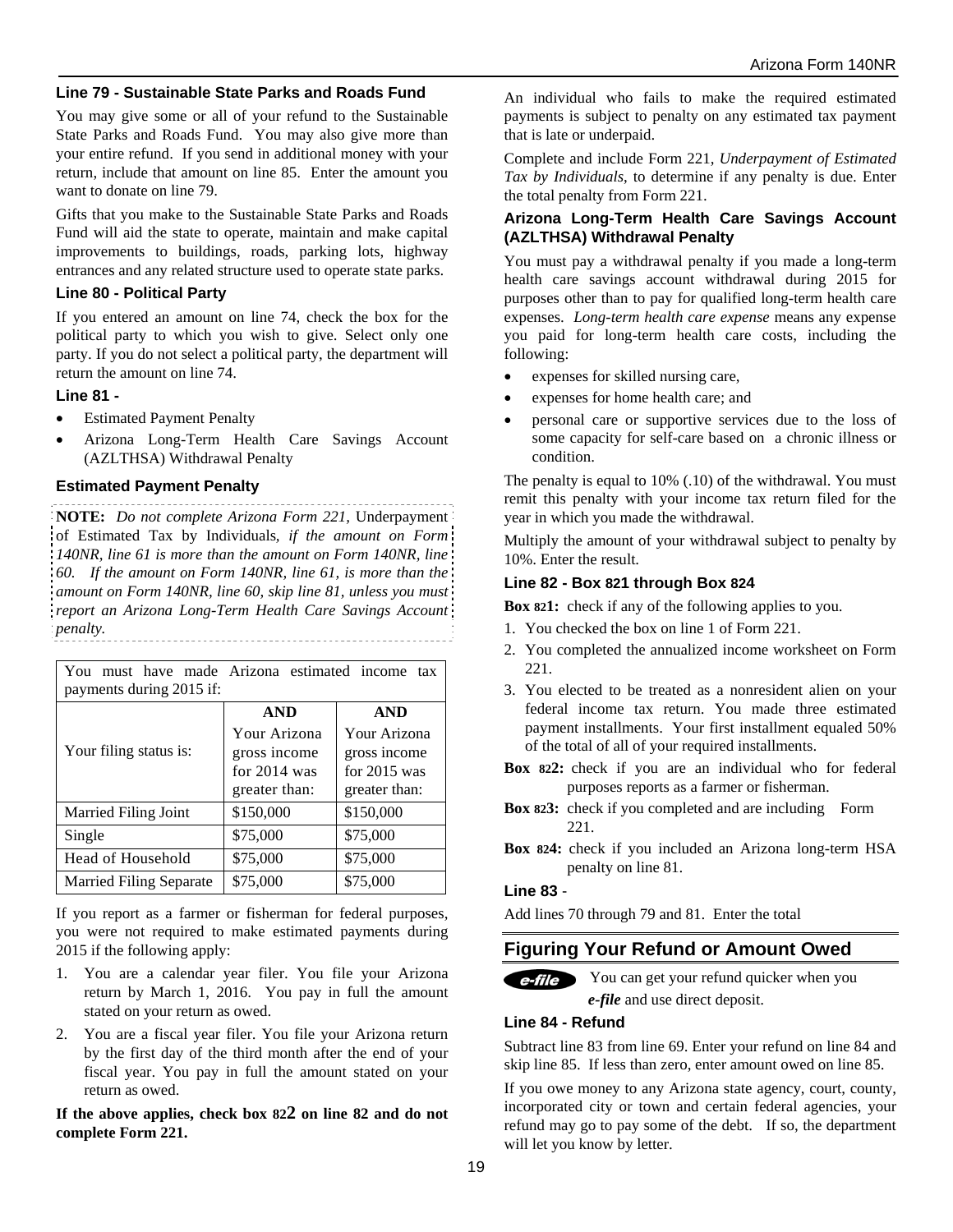### Line 79 - Sustainable State Parks and Roads Fund

You may give some or all of your refund to the Sustainable State Parks and Roads Fund. You may also give more than your entire refund. If you send in additional money with your return, include that amount on line 85. Enter the amount you want to donate on line 79.

Gifts that you make to the Sustainable State Parks and Roads Fund will aid the state to operate, maintain and make capital improvements to buildings, roads, parking lots, highway entrances and any related structure used to operate state parks.

### Line 80 - Political Party

If you entered an amount on line 74, check the box for the political party to which you wish to give. Select only one party. If you do not select a political party, the department will return the amount on line 74.

### Line 81 -

- Estimated Payment Penalty
- Arizona Long-Term Health Care Savings Account (AZLTHSA) Withdrawal Penalty

### Estimated Payment Penalty

**NOTE:** *Do not complete Arizona Form 221,* Underpayment of Estimated Tax by Individuals, *if the amount on Form 140NR, line 61 is more than the amount on Form 140NR, line 60. If the amount on Form 140NR, line 61, is more than the amount on Form 140NR, line 60, skip line 81, unless you must report an Arizona Long-Term Health Care Savings Account penalty.*

| You must have made Arizona estimated income tax payments during 2015 if: | | |
|---|---|---|
| Your filing status is: | **AND** Your Arizona gross income for 2014 was greater than: | **AND** Your Arizona gross income for 2015 was greater than: |
| Married Filing Joint | $150,000 | $150,000 |
| Single | $75,000 | $75,000 |
| Head of Household | $75,000 | $75,000 |
| Married Filing Separate | $75,000 | $75,000 |

If you report as a farmer or fisherman for federal purposes, you were not required to make estimated payments during 2015 if the following apply:

1. You are a calendar year filer. You file your Arizona return by March 1, 2016. You pay in full the amount stated on your return as owed.
2. You are a fiscal year filer. You file your Arizona return by the first day of the third month after the end of your fiscal year. You pay in full the amount stated on your return as owed.

**If the above applies, check box 822 on line 82 and do not complete Form 221.**

An individual who fails to make the required estimated payments is subject to penalty on any estimated tax payment that is late or underpaid.

Complete and include Form 221, *Underpayment of Estimated Tax by Individuals*, to determine if any penalty is due. Enter the total penalty from Form 221.

### Arizona Long-Term Health Care Savings Account (AZLTHSA) Withdrawal Penalty

You must pay a withdrawal penalty if you made a long-term health care savings account withdrawal during 2015 for purposes other than to pay for qualified long-term health care expenses. *Long-term health care expense* means any expense you paid for long-term health care costs, including the following:

- expenses for skilled nursing care,
- expenses for home health care; and
- personal care or supportive services due to the loss of some capacity for self-care based on a chronic illness or condition.

The penalty is equal to 10% (.10) of the withdrawal. You must remit this penalty with your income tax return filed for the year in which you made the withdrawal.

Multiply the amount of your withdrawal subject to penalty by 10%. Enter the result.

### Line 82 - Box 821 through Box 824

**Box 821:** check if any of the following applies to you.

1. You checked the box on line 1 of Form 221.
2. You completed the annualized income worksheet on Form 221.
3. You elected to be treated as a nonresident alien on your federal income tax return. You made three estimated payment installments. Your first installment equaled 50% of the total of all of your required installments.

**Box 822:** check if you are an individual who for federal purposes reports as a farmer or fisherman.

**Box 823:** check if you completed and are including Form 221.

**Box 824:** check if you included an Arizona long-term HSA penalty on line 81.

### Line 83 -

Add lines 70 through 79 and 81. Enter the total

## Figuring Your Refund or Amount Owed

*e-file* You can get your refund quicker when you *e-file* and use direct deposit.

### Line 84 - Refund

Subtract line 83 from line 69. Enter your refund on line 84 and skip line 85. If less than zero, enter amount owed on line 85.

If you owe money to any Arizona state agency, court, county, incorporated city or town and certain federal agencies, your refund may go to pay some of the debt. If so, the department will let you know by letter.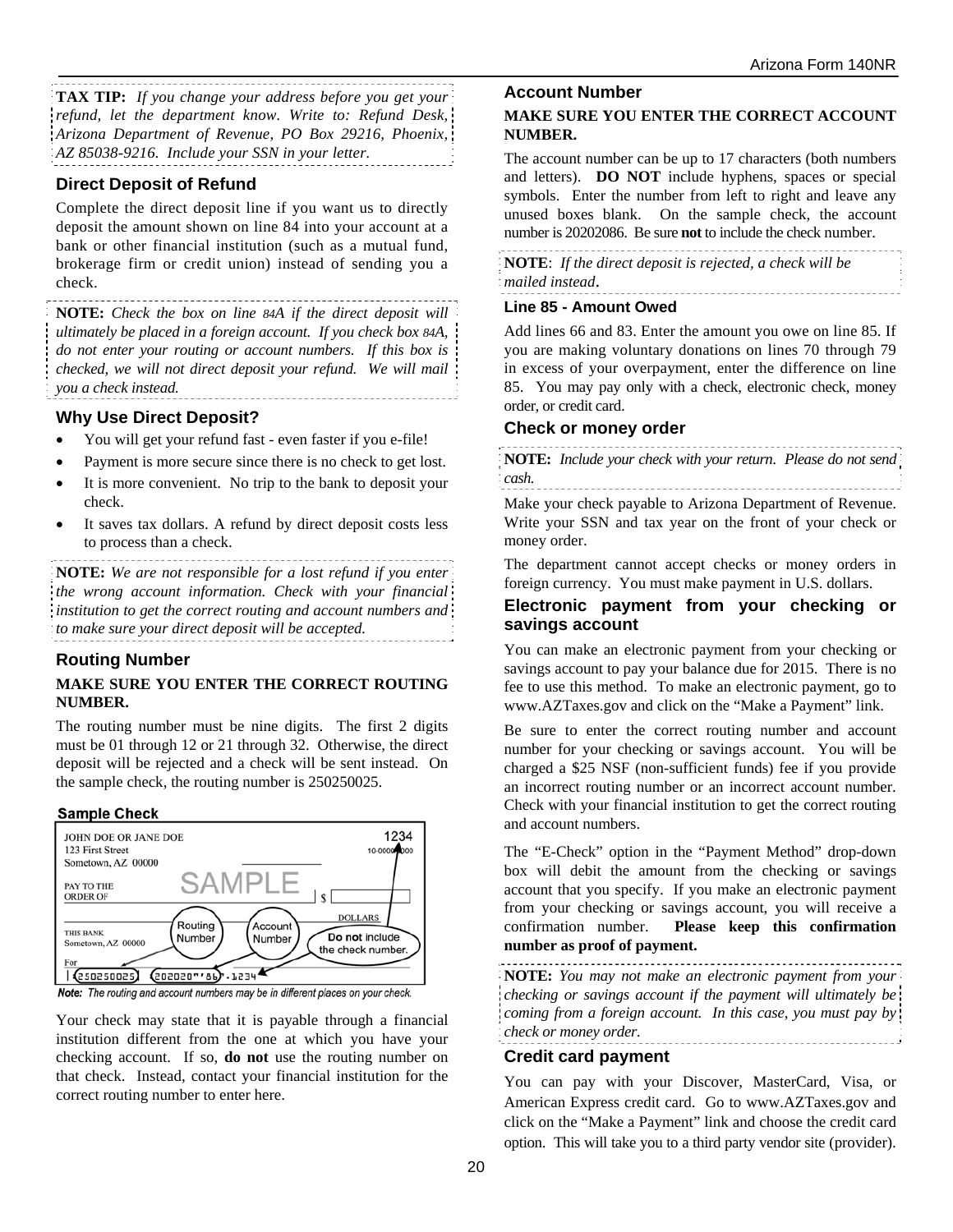**TAX TIP:** *If you change your address before you get your refund, let the department know. Write to: Refund Desk, Arizona Department of Revenue, PO Box 29216, Phoenix, AZ 85038-9216. Include your SSN in your letter.*

### Direct Deposit of Refund

Complete the direct deposit line if you want us to directly deposit the amount shown on line 84 into your account at a bank or other financial institution (such as a mutual fund, brokerage firm or credit union) instead of sending you a check.

**NOTE:** *Check the box on line 84A if the direct deposit will ultimately be placed in a foreign account. If you check box 84A, do not enter your routing or account numbers. If this box is checked, we will not direct deposit your refund. We will mail you a check instead.*

### Why Use Direct Deposit?

- You will get your refund fast - even faster if you e-file!
- Payment is more secure since there is no check to get lost.
- It is more convenient. No trip to the bank to deposit your check.
- It saves tax dollars. A refund by direct deposit costs less to process than a check.

**NOTE:** *We are not responsible for a lost refund if you enter the wrong account information. Check with your financial institution to get the correct routing and account numbers and to make sure your direct deposit will be accepted.*

### Routing Number

**MAKE SURE YOU ENTER THE CORRECT ROUTING NUMBER.**

The routing number must be nine digits. The first 2 digits must be 01 through 12 or 21 through 32. Otherwise, the direct deposit will be rejected and a check will be sent instead. On the sample check, the routing number is 250250025.

**Sample Check**

JOHN DOE OR JANE DOE
123 First Street
Sometown, AZ 00000

1234
10-0000/0000

SAMPLE

PAY TO THE ORDER OF $

DOLLARS

THIS BANK
Sometown, AZ 00000

For

Routing Number — Account Number — **Do not** include the check number.

250250025 202020"'86"·1234

***Note:** The routing and account numbers may be in different places on your check.*

Your check may state that it is payable through a financial institution different from the one at which you have your checking account. If so, **do not** use the routing number on that check. Instead, contact your financial institution for the correct routing number to enter here.

### Account Number

**MAKE SURE YOU ENTER THE CORRECT ACCOUNT NUMBER.**

The account number can be up to 17 characters (both numbers and letters). **DO NOT** include hyphens, spaces or special symbols. Enter the number from left to right and leave any unused boxes blank. On the sample check, the account number is 20202086. Be sure **not** to include the check number.

**NOTE**: *If the direct deposit is rejected, a check will be mailed instead.*

### Line 85 - Amount Owed

Add lines 66 and 83. Enter the amount you owe on line 85. If you are making voluntary donations on lines 70 through 79 in excess of your overpayment, enter the difference on line 85. You may pay only with a check, electronic check, money order, or credit card.

### Check or money order

**NOTE:** *Include your check with your return. Please do not send cash.*

Make your check payable to Arizona Department of Revenue. Write your SSN and tax year on the front of your check or money order.

The department cannot accept checks or money orders in foreign currency. You must make payment in U.S. dollars.

### Electronic payment from your checking or savings account

You can make an electronic payment from your checking or savings account to pay your balance due for 2015. There is no fee to use this method. To make an electronic payment, go to www.AZTaxes.gov and click on the “Make a Payment” link.

Be sure to enter the correct routing number and account number for your checking or savings account. You will be charged a $25 NSF (non-sufficient funds) fee if you provide an incorrect routing number or an incorrect account number. Check with your financial institution to get the correct routing and account numbers.

The “E-Check” option in the “Payment Method” drop-down box will debit the amount from the checking or savings account that you specify. If you make an electronic payment from your checking or savings account, you will receive a confirmation number. **Please keep this confirmation number as proof of payment.**

**NOTE:** *You may not make an electronic payment from your checking or savings account if the payment will ultimately be coming from a foreign account. In this case, you must pay by check or money order.*

### Credit card payment

You can pay with your Discover, MasterCard, Visa, or American Express credit card. Go to www.AZTaxes.gov and click on the “Make a Payment” link and choose the credit card option. This will take you to a third party vendor site (provider).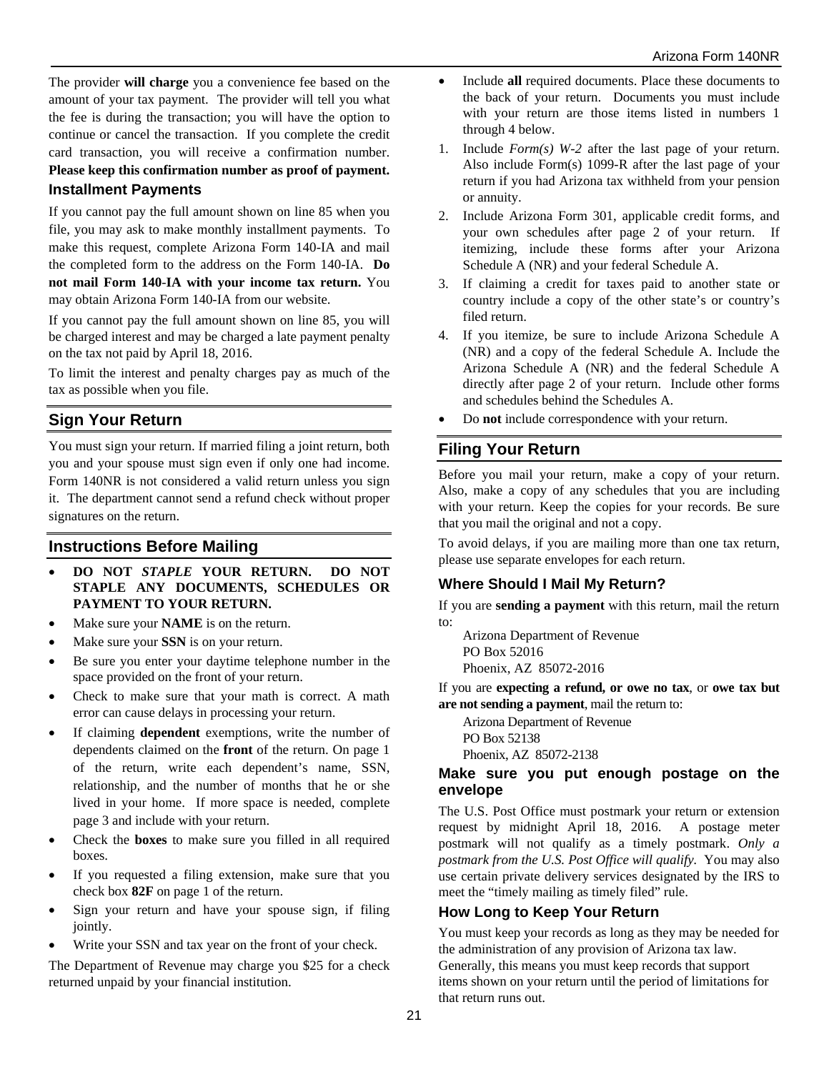The provider **will charge** you a convenience fee based on the amount of your tax payment. The provider will tell you what the fee is during the transaction; you will have the option to continue or cancel the transaction. If you complete the credit card transaction, you will receive a confirmation number. **Please keep this confirmation number as proof of payment.**

### Installment Payments

If you cannot pay the full amount shown on line 85 when you file, you may ask to make monthly installment payments. To make this request, complete Arizona Form 140-IA and mail the completed form to the address on the Form 140-IA. **Do not mail Form 140-IA with your income tax return.** You may obtain Arizona Form 140-IA from our website.

If you cannot pay the full amount shown on line 85, you will be charged interest and may be charged a late payment penalty on the tax not paid by April 18, 2016.

To limit the interest and penalty charges pay as much of the tax as possible when you file.

## Sign Your Return

You must sign your return. If married filing a joint return, both you and your spouse must sign even if only one had income. Form 140NR is not considered a valid return unless you sign it. The department cannot send a refund check without proper signatures on the return.

## Instructions Before Mailing

- **DO NOT *STAPLE* YOUR RETURN. DO NOT STAPLE ANY DOCUMENTS, SCHEDULES OR PAYMENT TO YOUR RETURN.**
- Make sure your **NAME** is on the return.
- Make sure your **SSN** is on your return.
- Be sure you enter your daytime telephone number in the space provided on the front of your return.
- Check to make sure that your math is correct. A math error can cause delays in processing your return.
- If claiming **dependent** exemptions, write the number of dependents claimed on the **front** of the return. On page 1 of the return, write each dependent's name, SSN, relationship, and the number of months that he or she lived in your home. If more space is needed, complete page 3 and include with your return.
- Check the **boxes** to make sure you filled in all required boxes.
- If you requested a filing extension, make sure that you check box **82F** on page 1 of the return.
- Sign your return and have your spouse sign, if filing jointly.
- Write your SSN and tax year on the front of your check.

The Department of Revenue may charge you $25 for a check returned unpaid by your financial institution.

- Include **all** required documents. Place these documents to the back of your return. Documents you must include with your return are those items listed in numbers 1 through 4 below.

1. Include *Form(s) W-2* after the last page of your return. Also include Form(s) 1099-R after the last page of your return if you had Arizona tax withheld from your pension or annuity.
2. Include Arizona Form 301, applicable credit forms, and your own schedules after page 2 of your return. If itemizing, include these forms after your Arizona Schedule A (NR) and your federal Schedule A.
3. If claiming a credit for taxes paid to another state or country include a copy of the other state's or country's filed return.
4. If you itemize, be sure to include Arizona Schedule A (NR) and a copy of the federal Schedule A. Include the Arizona Schedule A (NR) and the federal Schedule A directly after page 2 of your return. Include other forms and schedules behind the Schedules A.

- Do **not** include correspondence with your return.

## Filing Your Return

Before you mail your return, make a copy of your return. Also, make a copy of any schedules that you are including with your return. Keep the copies for your records. Be sure that you mail the original and not a copy.

To avoid delays, if you are mailing more than one tax return, please use separate envelopes for each return.

### Where Should I Mail My Return?

If you are **sending a payment** with this return, mail the return to:

Arizona Department of Revenue
PO Box 52016
Phoenix, AZ 85072-2016

If you are **expecting a refund, or owe no tax**, or **owe tax but are not sending a payment**, mail the return to:

Arizona Department of Revenue
PO Box 52138
Phoenix, AZ 85072-2138

### Make sure you put enough postage on the envelope

The U.S. Post Office must postmark your return or extension request by midnight April 18, 2016. A postage meter postmark will not qualify as a timely postmark. *Only a postmark from the U.S. Post Office will qualify.* You may also use certain private delivery services designated by the IRS to meet the "timely mailing as timely filed" rule.

### How Long to Keep Your Return

You must keep your records as long as they may be needed for the administration of any provision of Arizona tax law. Generally, this means you must keep records that support items shown on your return until the period of limitations for that return runs out.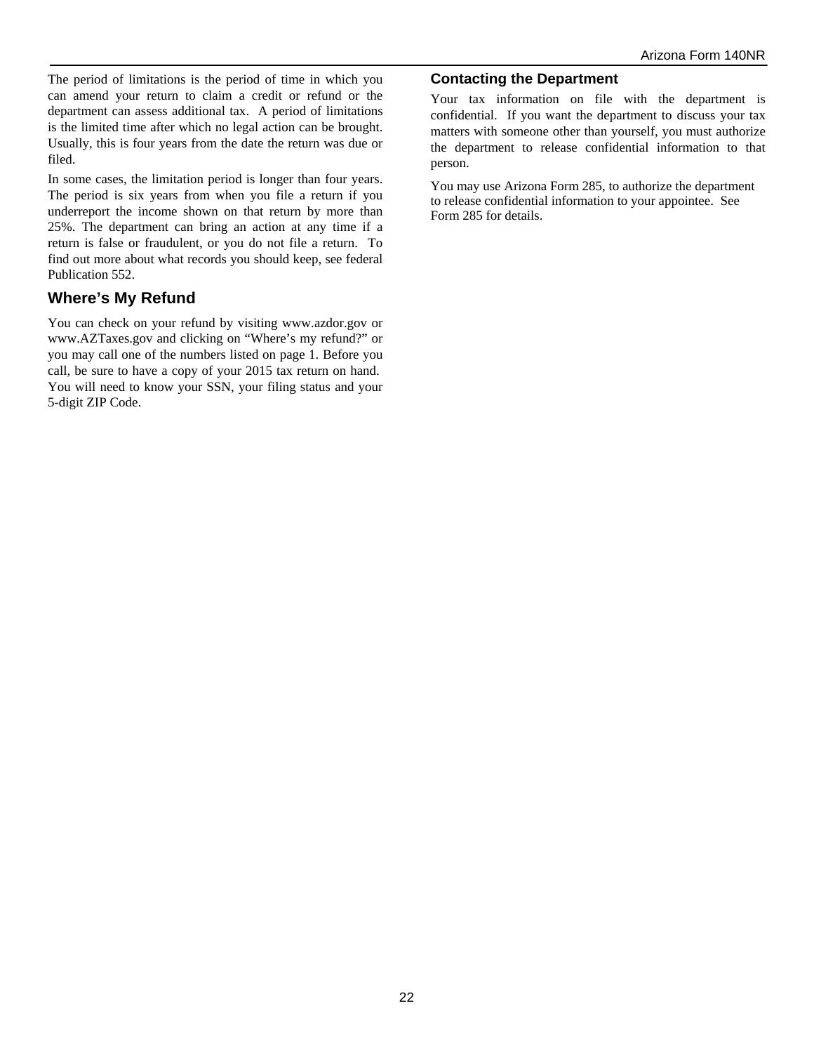The period of limitations is the period of time in which you can amend your return to claim a credit or refund or the department can assess additional tax. A period of limitations is the limited time after which no legal action can be brought. Usually, this is four years from the date the return was due or filed.

In some cases, the limitation period is longer than four years. The period is six years from when you file a return if you underreport the income shown on that return by more than 25%. The department can bring an action at any time if a return is false or fraudulent, or you do not file a return. To find out more about what records you should keep, see federal Publication 552.

## Where's My Refund

You can check on your refund by visiting www.azdor.gov or www.AZTaxes.gov and clicking on "Where's my refund?" or you may call one of the numbers listed on page 1. Before you call, be sure to have a copy of your 2015 tax return on hand. You will need to know your SSN, your filing status and your 5-digit ZIP Code.

## Contacting the Department

Your tax information on file with the department is confidential. If you want the department to discuss your tax matters with someone other than yourself, you must authorize the department to release confidential information to that person.

You may use Arizona Form 285, to authorize the department to release confidential information to your appointee. See Form 285 for details.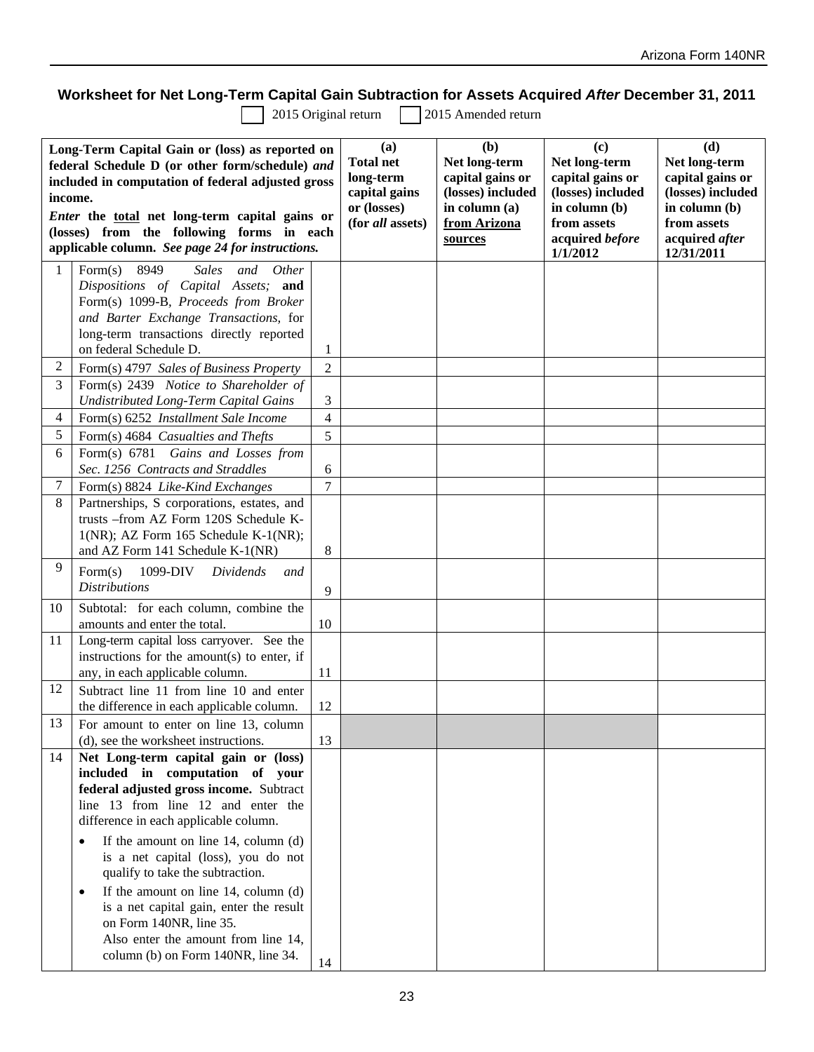## Worksheet for Net Long-Term Capital Gain Subtraction for Assets Acquired *After* December 31, 2011

☐ 2015 Original return ☐ 2015 Amended return

| | **Long-Term Capital Gain or (loss) as reported on federal Schedule D (or other form/schedule) *and* included in computation of federal adjusted gross income.** *Enter* **the total net long-term capital gains or (losses) from the following forms in each applicable column.** ***See page 24 for instructions.*** | | **(a)** **Total net long-term capital gains or (losses) (for *all* assets)** | **(b)** **Net long-term capital gains or (losses) included in column (a) from Arizona sources** | **(c)** **Net long-term capital gains or (losses) included in column (b) from assets acquired *before* 1/1/2012** | **(d)** **Net long-term capital gains or (losses) included in column (b) from assets acquired *after* 12/31/2011** |
|---|---|---|---|---|---|---|
| 1 | Form(s) 8949 *Sales and Other Dispositions of Capital Assets;* **and** Form(s) 1099-B, *Proceeds from Broker and Barter Exchange Transactions,* for long-term transactions directly reported on federal Schedule D. | 1 | | | | |
| 2 | Form(s) 4797 *Sales of Business Property* | 2 | | | | |
| 3 | Form(s) 2439 *Notice to Shareholder of Undistributed Long-Term Capital Gains* | 3 | | | | |
| 4 | Form(s) 6252 *Installment Sale Income* | 4 | | | | |
| 5 | Form(s) 4684 *Casualties and Thefts* | 5 | | | | |
| 6 | Form(s) 6781 *Gains and Losses from Sec. 1256 Contracts and Straddles* | 6 | | | | |
| 7 | Form(s) 8824 *Like-Kind Exchanges* | 7 | | | | |
| 8 | Partnerships, S corporations, estates, and trusts –from AZ Form 120S Schedule K-1(NR); AZ Form 165 Schedule K-1(NR); and AZ Form 141 Schedule K-1(NR) | 8 | | | | |
| 9 | Form(s) 1099-DIV *Dividends and Distributions* | 9 | | | | |
| 10 | Subtotal: for each column, combine the amounts and enter the total. | 10 | | | | |
| 11 | Long-term capital loss carryover. See the instructions for the amount(s) to enter, if any, in each applicable column. | 11 | | | | |
| 12 | Subtract line 11 from line 10 and enter the difference in each applicable column. | 12 | | | | |
| 13 | For amount to enter on line 13, column (d), see the worksheet instructions. | 13 | (shaded) | (shaded) | (shaded) | |
| 14 | **Net Long-term capital gain or (loss) included in computation of your federal adjusted gross income.** Subtract line 13 from line 12 and enter the difference in each applicable column.<br>• If the amount on line 14, column (d) is a net capital (loss), you do not qualify to take the subtraction.<br>• If the amount on line 14, column (d) is a net capital gain, enter the result on Form 140NR, line 35. Also enter the amount from line 14, column (b) on Form 140NR, line 34. | 14 | | | | |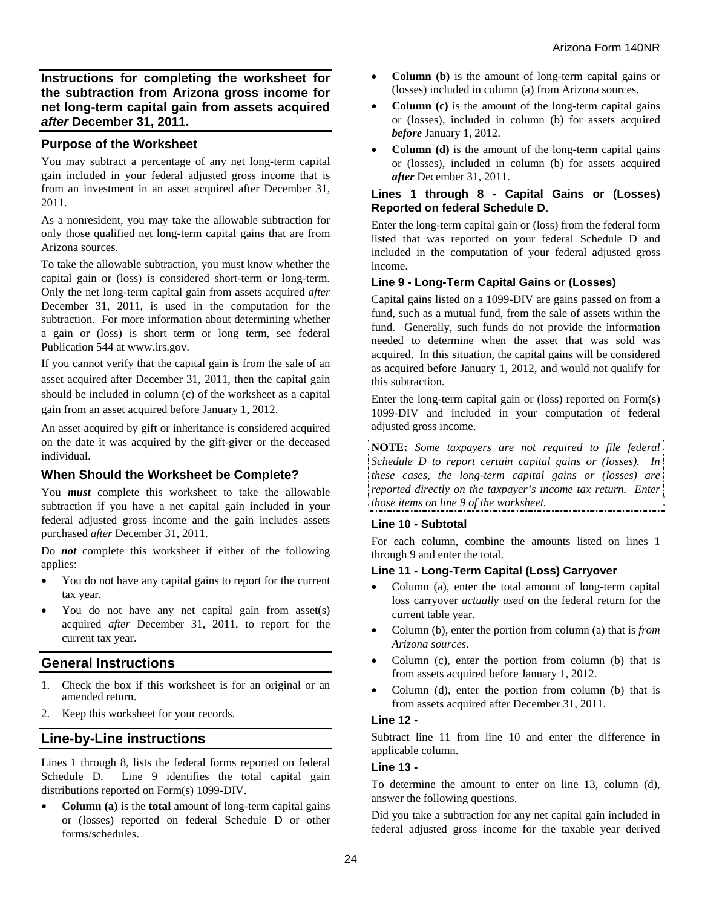## Instructions for completing the worksheet for the subtraction from Arizona gross income for net long-term capital gain from assets acquired *after* December 31, 2011.

### Purpose of the Worksheet

You may subtract a percentage of any net long-term capital gain included in your federal adjusted gross income that is from an investment in an asset acquired after December 31, 2011.

As a nonresident, you may take the allowable subtraction for only those qualified net long-term capital gains that are from Arizona sources.

To take the allowable subtraction, you must know whether the capital gain or (loss) is considered short-term or long-term. Only the net long-term capital gain from assets acquired *after* December 31, 2011, is used in the computation for the subtraction. For more information about determining whether a gain or (loss) is short term or long term, see federal Publication 544 at www.irs.gov.

If you cannot verify that the capital gain is from the sale of an asset acquired after December 31, 2011, then the capital gain should be included in column (c) of the worksheet as a capital gain from an asset acquired before January 1, 2012.

An asset acquired by gift or inheritance is considered acquired on the date it was acquired by the gift-giver or the deceased individual.

### When Should the Worksheet be Complete?

You ***must*** complete this worksheet to take the allowable subtraction if you have a net capital gain included in your federal adjusted gross income and the gain includes assets purchased *after* December 31, 2011.

Do ***not*** complete this worksheet if either of the following applies:

- You do not have any capital gains to report for the current tax year.
- You do not have any net capital gain from asset(s) acquired *after* December 31, 2011, to report for the current tax year.

## General Instructions

1. Check the box if this worksheet is for an original or an amended return.
2. Keep this worksheet for your records.

## Line-by-Line instructions

Lines 1 through 8, lists the federal forms reported on federal Schedule D. Line 9 identifies the total capital gain distributions reported on Form(s) 1099-DIV.

- **Column (a)** is the **total** amount of long-term capital gains or (losses) reported on federal Schedule D or other forms/schedules.
- **Column (b)** is the amount of long-term capital gains or (losses) included in column (a) from Arizona sources.
- **Column (c)** is the amount of the long-term capital gains or (losses), included in column (b) for assets acquired ***before*** January 1, 2012.
- **Column (d)** is the amount of the long-term capital gains or (losses), included in column (b) for assets acquired ***after*** December 31, 2011.

#### Lines 1 through 8 - Capital Gains or (Losses) Reported on federal Schedule D.

Enter the long-term capital gain or (loss) from the federal form listed that was reported on your federal Schedule D and included in the computation of your federal adjusted gross income.

#### Line 9 - Long-Term Capital Gains or (Losses)

Capital gains listed on a 1099-DIV are gains passed on from a fund, such as a mutual fund, from the sale of assets within the fund. Generally, such funds do not provide the information needed to determine when the asset that was sold was acquired. In this situation, the capital gains will be considered as acquired before January 1, 2012, and would not qualify for this subtraction.

Enter the long-term capital gain or (loss) reported on Form(s) 1099-DIV and included in your computation of federal adjusted gross income.

**NOTE:** *Some taxpayers are not required to file federal Schedule D to report certain capital gains or (losses). In these cases, the long-term capital gains or (losses) are reported directly on the taxpayer's income tax return. Enter those items on line 9 of the worksheet.*

#### Line 10 - Subtotal

For each column, combine the amounts listed on lines 1 through 9 and enter the total.

#### Line 11 - Long-Term Capital (Loss) Carryover

- Column (a), enter the total amount of long-term capital loss carryover *actually used* on the federal return for the current table year.
- Column (b), enter the portion from column (a) that is *from Arizona sources*.
- Column (c), enter the portion from column (b) that is from assets acquired before January 1, 2012.
- Column (d), enter the portion from column (b) that is from assets acquired after December 31, 2011.

#### Line 12 -

Subtract line 11 from line 10 and enter the difference in applicable column.

#### Line 13 -

To determine the amount to enter on line 13, column (d), answer the following questions.

Did you take a subtraction for any net capital gain included in federal adjusted gross income for the taxable year derived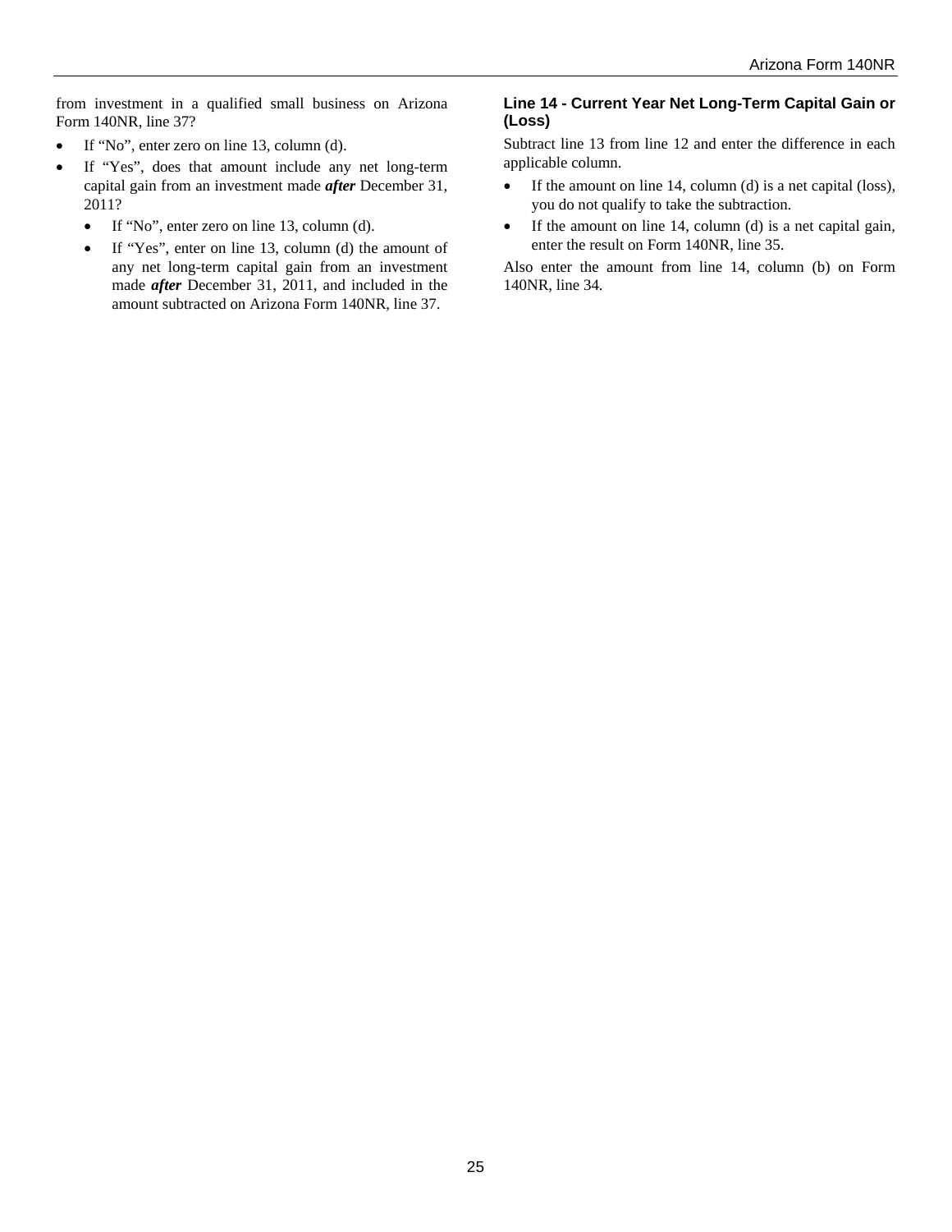from investment in a qualified small business on Arizona Form 140NR, line 37?

- If "No", enter zero on line 13, column (d).
- If "Yes", does that amount include any net long-term capital gain from an investment made ***after*** December 31, 2011?
  - If "No", enter zero on line 13, column (d).
  - If "Yes", enter on line 13, column (d) the amount of any net long-term capital gain from an investment made ***after*** December 31, 2011, and included in the amount subtracted on Arizona Form 140NR, line 37.

**Line 14 - Current Year Net Long-Term Capital Gain or (Loss)**

Subtract line 13 from line 12 and enter the difference in each applicable column.

- If the amount on line 14, column (d) is a net capital (loss), you do not qualify to take the subtraction.
- If the amount on line 14, column (d) is a net capital gain, enter the result on Form 140NR, line 35.

Also enter the amount from line 14, column (b) on Form 140NR, line 34.